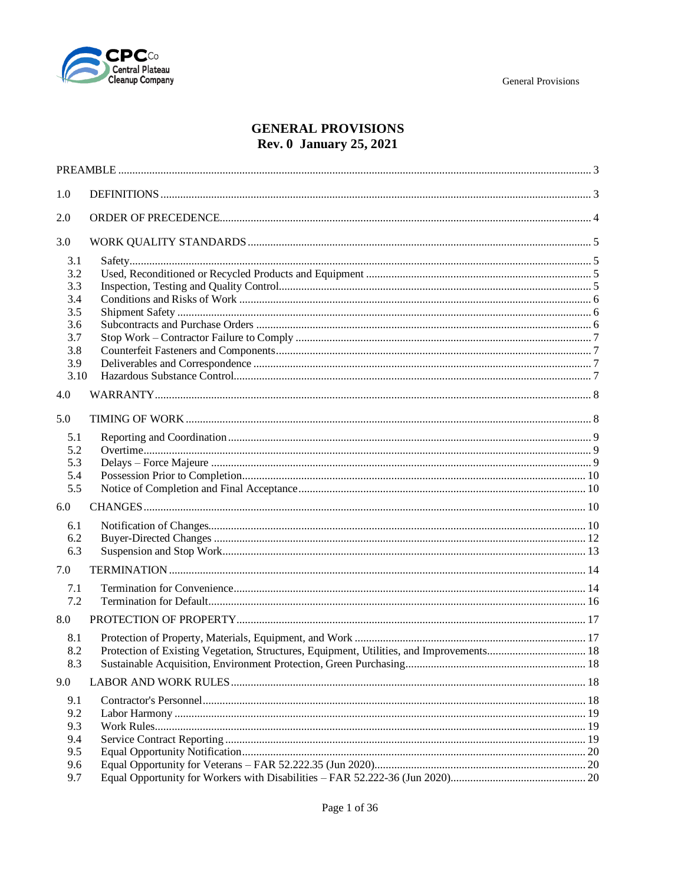# GENERAL PROVISIONS
## Rev. 0 January 25, 2021

| | | |
|---|---|---|
| PREAMBLE | | 3 |
| 1.0 | DEFINITIONS | 3 |
| 2.0 | ORDER OF PRECEDENCE | 4 |
| 3.0 | WORK QUALITY STANDARDS | 5 |
| 3.1 | Safety | 5 |
| 3.2 | Used, Reconditioned or Recycled Products and Equipment | 5 |
| 3.3 | Inspection, Testing and Quality Control | 5 |
| 3.4 | Conditions and Risks of Work | 6 |
| 3.5 | Shipment Safety | 6 |
| 3.6 | Subcontracts and Purchase Orders | 6 |
| 3.7 | Stop Work – Contractor Failure to Comply | 7 |
| 3.8 | Counterfeit Fasteners and Components | 7 |
| 3.9 | Deliverables and Correspondence | 7 |
| 3.10 | Hazardous Substance Control | 7 |
| 4.0 | WARRANTY | 8 |
| 5.0 | TIMING OF WORK | 8 |
| 5.1 | Reporting and Coordination | 9 |
| 5.2 | Overtime | 9 |
| 5.3 | Delays – Force Majeure | 9 |
| 5.4 | Possession Prior to Completion | 10 |
| 5.5 | Notice of Completion and Final Acceptance | 10 |
| 6.0 | CHANGES | 10 |
| 6.1 | Notification of Changes | 10 |
| 6.2 | Buyer-Directed Changes | 12 |
| 6.3 | Suspension and Stop Work | 13 |
| 7.0 | TERMINATION | 14 |
| 7.1 | Termination for Convenience | 14 |
| 7.2 | Termination for Default | 16 |
| 8.0 | PROTECTION OF PROPERTY | 17 |
| 8.1 | Protection of Property, Materials, Equipment, and Work | 17 |
| 8.2 | Protection of Existing Vegetation, Structures, Equipment, Utilities, and Improvements | 18 |
| 8.3 | Sustainable Acquisition, Environment Protection, Green Purchasing | 18 |
| 9.0 | LABOR AND WORK RULES | 18 |
| 9.1 | Contractor's Personnel | 18 |
| 9.2 | Labor Harmony | 19 |
| 9.3 | Work Rules | 19 |
| 9.4 | Service Contract Reporting | 19 |
| 9.5 | Equal Opportunity Notification | 20 |
| 9.6 | Equal Opportunity for Veterans – FAR 52.222.35 (Jun 2020) | 20 |
| 9.7 | Equal Opportunity for Workers with Disabilities – FAR 52.222-36 (Jun 2020) | 20 |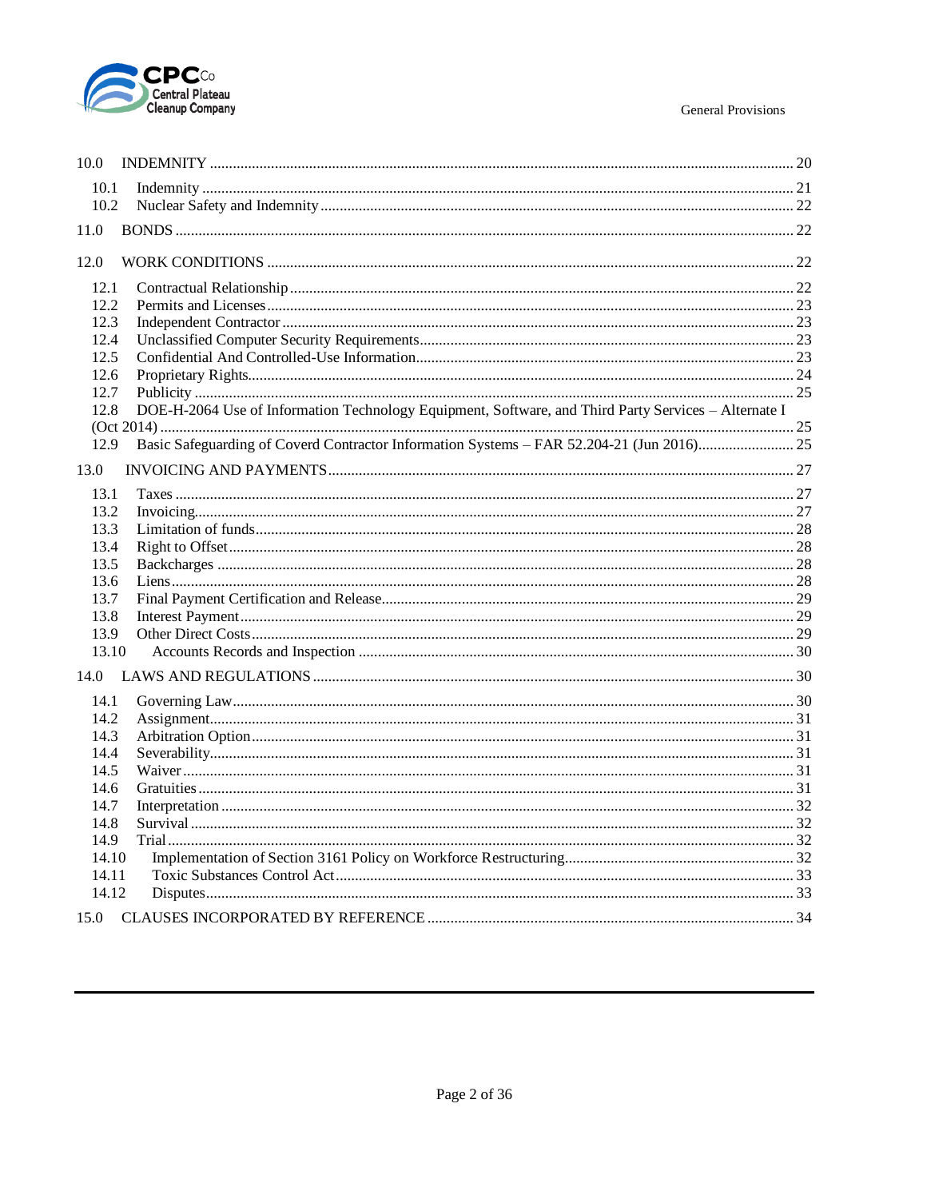10.0 INDEMNITY ..... 20

- 10.1 Indemnity ..... 21
- 10.2 Nuclear Safety and Indemnity ..... 22

11.0 BONDS ..... 22

12.0 WORK CONDITIONS ..... 22

- 12.1 Contractual Relationship ..... 22
- 12.2 Permits and Licenses ..... 23
- 12.3 Independent Contractor ..... 23
- 12.4 Unclassified Computer Security Requirements ..... 23
- 12.5 Confidential And Controlled-Use Information ..... 23
- 12.6 Proprietary Rights ..... 24
- 12.7 Publicity ..... 25
- 12.8 DOE-H-2064 Use of Information Technology Equipment, Software, and Third Party Services – Alternate I (Oct 2014) ..... 25
- 12.9 Basic Safeguarding of Coverd Contractor Information Systems – FAR 52.204-21 (Jun 2016) ..... 25

13.0 INVOICING AND PAYMENTS ..... 27

- 13.1 Taxes ..... 27
- 13.2 Invoicing ..... 27
- 13.3 Limitation of funds ..... 28
- 13.4 Right to Offset ..... 28
- 13.5 Backcharges ..... 28
- 13.6 Liens ..... 28
- 13.7 Final Payment Certification and Release ..... 29
- 13.8 Interest Payment ..... 29
- 13.9 Other Direct Costs ..... 29
- 13.10 Accounts Records and Inspection ..... 30

14.0 LAWS AND REGULATIONS ..... 30

- 14.1 Governing Law ..... 30
- 14.2 Assignment ..... 31
- 14.3 Arbitration Option ..... 31
- 14.4 Severability ..... 31
- 14.5 Waiver ..... 31
- 14.6 Gratuities ..... 31
- 14.7 Interpretation ..... 32
- 14.8 Survival ..... 32
- 14.9 Trial ..... 32
- 14.10 Implementation of Section 3161 Policy on Workforce Restructuring ..... 32
- 14.11 Toxic Substances Control Act ..... 33
- 14.12 Disputes ..... 33

15.0 CLAUSES INCORPORATED BY REFERENCE ..... 34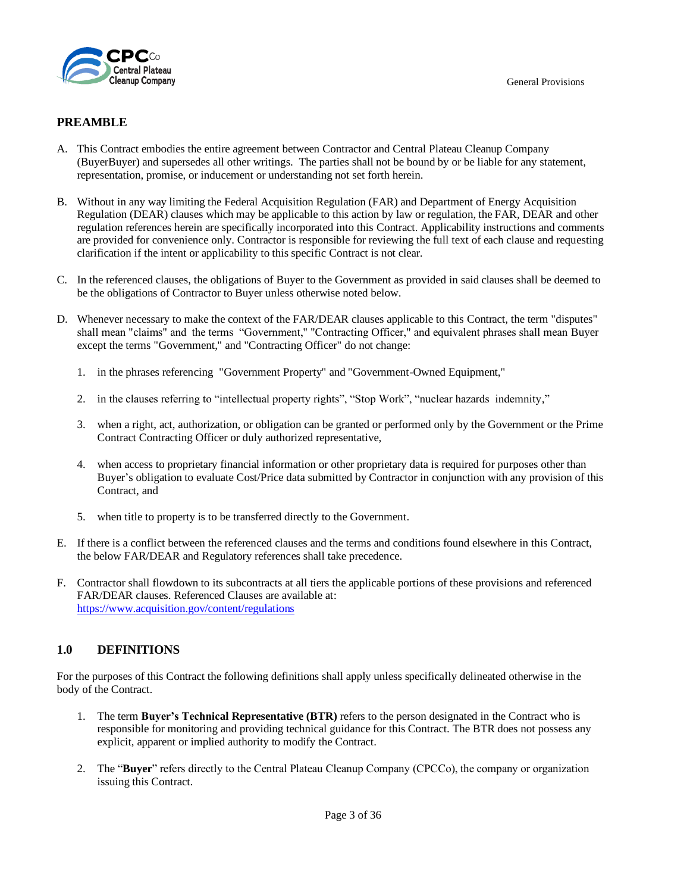## PREAMBLE

A. This Contract embodies the entire agreement between Contractor and Central Plateau Cleanup Company (BuyerBuyer) and supersedes all other writings. The parties shall not be bound by or be liable for any statement, representation, promise, or inducement or understanding not set forth herein.

B. Without in any way limiting the Federal Acquisition Regulation (FAR) and Department of Energy Acquisition Regulation (DEAR) clauses which may be applicable to this action by law or regulation, the FAR, DEAR and other regulation references herein are specifically incorporated into this Contract. Applicability instructions and comments are provided for convenience only. Contractor is responsible for reviewing the full text of each clause and requesting clarification if the intent or applicability to this specific Contract is not clear.

C. In the referenced clauses, the obligations of Buyer to the Government as provided in said clauses shall be deemed to be the obligations of Contractor to Buyer unless otherwise noted below.

D. Whenever necessary to make the context of the FAR/DEAR clauses applicable to this Contract, the term "disputes" shall mean "claims" and the terms "Government," "Contracting Officer," and equivalent phrases shall mean Buyer except the terms "Government," and "Contracting Officer" do not change:

   1. in the phrases referencing "Government Property" and "Government-Owned Equipment,"

   2. in the clauses referring to "intellectual property rights", "Stop Work", "nuclear hazards indemnity,"

   3. when a right, act, authorization, or obligation can be granted or performed only by the Government or the Prime Contract Contracting Officer or duly authorized representative,

   4. when access to proprietary financial information or other proprietary data is required for purposes other than Buyer's obligation to evaluate Cost/Price data submitted by Contractor in conjunction with any provision of this Contract, and

   5. when title to property is to be transferred directly to the Government.

E. If there is a conflict between the referenced clauses and the terms and conditions found elsewhere in this Contract, the below FAR/DEAR and Regulatory references shall take precedence.

F. Contractor shall flowdown to its subcontracts at all tiers the applicable portions of these provisions and referenced FAR/DEAR clauses. Referenced Clauses are available at: https://www.acquisition.gov/content/regulations

## 1.0 DEFINITIONS

For the purposes of this Contract the following definitions shall apply unless specifically delineated otherwise in the body of the Contract.

1. The term **Buyer's Technical Representative (BTR)** refers to the person designated in the Contract who is responsible for monitoring and providing technical guidance for this Contract. The BTR does not possess any explicit, apparent or implied authority to modify the Contract.

2. The "**Buyer**" refers directly to the Central Plateau Cleanup Company (CPCCo), the company or organization issuing this Contract.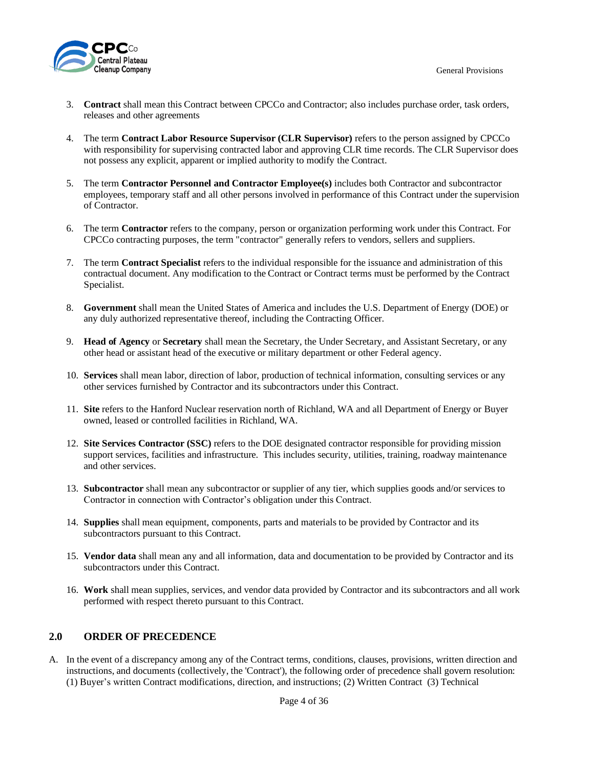3. **Contract** shall mean this Contract between CPCCo and Contractor; also includes purchase order, task orders, releases and other agreements

4. The term **Contract Labor Resource Supervisor (CLR Supervisor)** refers to the person assigned by CPCCo with responsibility for supervising contracted labor and approving CLR time records. The CLR Supervisor does not possess any explicit, apparent or implied authority to modify the Contract.

5. The term **Contractor Personnel and Contractor Employee(s)** includes both Contractor and subcontractor employees, temporary staff and all other persons involved in performance of this Contract under the supervision of Contractor.

6. The term **Contractor** refers to the company, person or organization performing work under this Contract. For CPCCo contracting purposes, the term "contractor" generally refers to vendors, sellers and suppliers.

7. The term **Contract Specialist** refers to the individual responsible for the issuance and administration of this contractual document. Any modification to the Contract or Contract terms must be performed by the Contract Specialist.

8. **Government** shall mean the United States of America and includes the U.S. Department of Energy (DOE) or any duly authorized representative thereof, including the Contracting Officer.

9. **Head of Agency** or **Secretary** shall mean the Secretary, the Under Secretary, and Assistant Secretary, or any other head or assistant head of the executive or military department or other Federal agency.

10. **Services** shall mean labor, direction of labor, production of technical information, consulting services or any other services furnished by Contractor and its subcontractors under this Contract.

11. **Site** refers to the Hanford Nuclear reservation north of Richland, WA and all Department of Energy or Buyer owned, leased or controlled facilities in Richland, WA.

12. **Site Services Contractor (SSC)** refers to the DOE designated contractor responsible for providing mission support services, facilities and infrastructure. This includes security, utilities, training, roadway maintenance and other services.

13. **Subcontractor** shall mean any subcontractor or supplier of any tier, which supplies goods and/or services to Contractor in connection with Contractor's obligation under this Contract.

14. **Supplies** shall mean equipment, components, parts and materials to be provided by Contractor and its subcontractors pursuant to this Contract.

15. **Vendor data** shall mean any and all information, data and documentation to be provided by Contractor and its subcontractors under this Contract.

16. **Work** shall mean supplies, services, and vendor data provided by Contractor and its subcontractors and all work performed with respect thereto pursuant to this Contract.

## 2.0 ORDER OF PRECEDENCE

A. In the event of a discrepancy among any of the Contract terms, conditions, clauses, provisions, written direction and instructions, and documents (collectively, the 'Contract'), the following order of precedence shall govern resolution: (1) Buyer's written Contract modifications, direction, and instructions; (2) Written Contract (3) Technical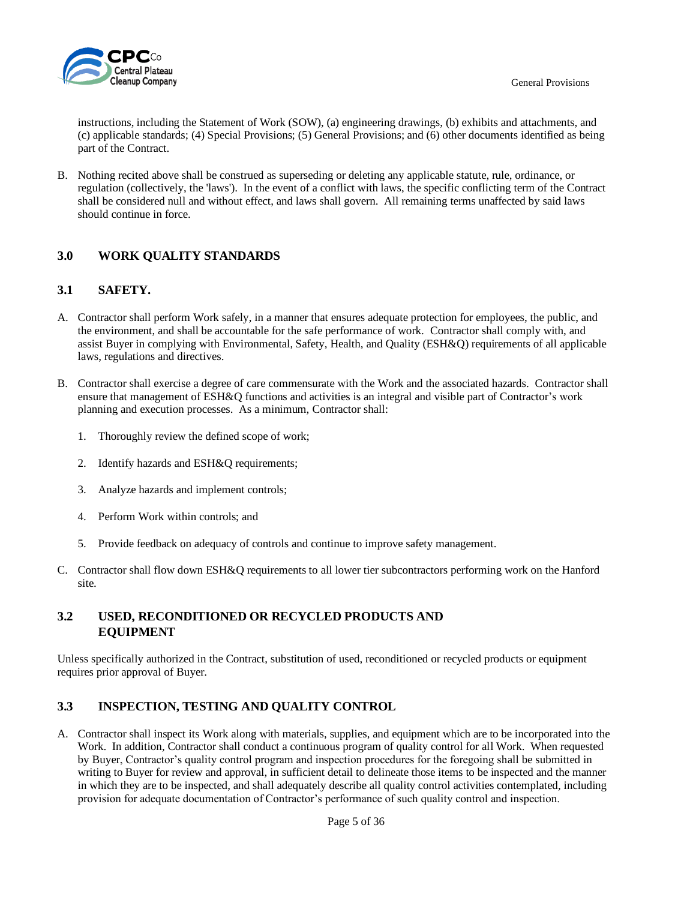instructions, including the Statement of Work (SOW), (a) engineering drawings, (b) exhibits and attachments, and (c) applicable standards; (4) Special Provisions; (5) General Provisions; and (6) other documents identified as being part of the Contract.

B. Nothing recited above shall be construed as superseding or deleting any applicable statute, rule, ordinance, or regulation (collectively, the 'laws'). In the event of a conflict with laws, the specific conflicting term of the Contract shall be considered null and without effect, and laws shall govern. All remaining terms unaffected by said laws should continue in force.

## 3.0 WORK QUALITY STANDARDS

### 3.1 SAFETY.

A. Contractor shall perform Work safely, in a manner that ensures adequate protection for employees, the public, and the environment, and shall be accountable for the safe performance of work. Contractor shall comply with, and assist Buyer in complying with Environmental, Safety, Health, and Quality (ESH&Q) requirements of all applicable laws, regulations and directives.

B. Contractor shall exercise a degree of care commensurate with the Work and the associated hazards. Contractor shall ensure that management of ESH&Q functions and activities is an integral and visible part of Contractor's work planning and execution processes. As a minimum, Contractor shall:

1. Thoroughly review the defined scope of work;
2. Identify hazards and ESH&Q requirements;
3. Analyze hazards and implement controls;
4. Perform Work within controls; and
5. Provide feedback on adequacy of controls and continue to improve safety management.

C. Contractor shall flow down ESH&Q requirements to all lower tier subcontractors performing work on the Hanford site.

### 3.2 USED, RECONDITIONED OR RECYCLED PRODUCTS AND EQUIPMENT

Unless specifically authorized in the Contract, substitution of used, reconditioned or recycled products or equipment requires prior approval of Buyer.

### 3.3 INSPECTION, TESTING AND QUALITY CONTROL

A. Contractor shall inspect its Work along with materials, supplies, and equipment which are to be incorporated into the Work. In addition, Contractor shall conduct a continuous program of quality control for all Work. When requested by Buyer, Contractor's quality control program and inspection procedures for the foregoing shall be submitted in writing to Buyer for review and approval, in sufficient detail to delineate those items to be inspected and the manner in which they are to be inspected, and shall adequately describe all quality control activities contemplated, including provision for adequate documentation of Contractor's performance of such quality control and inspection.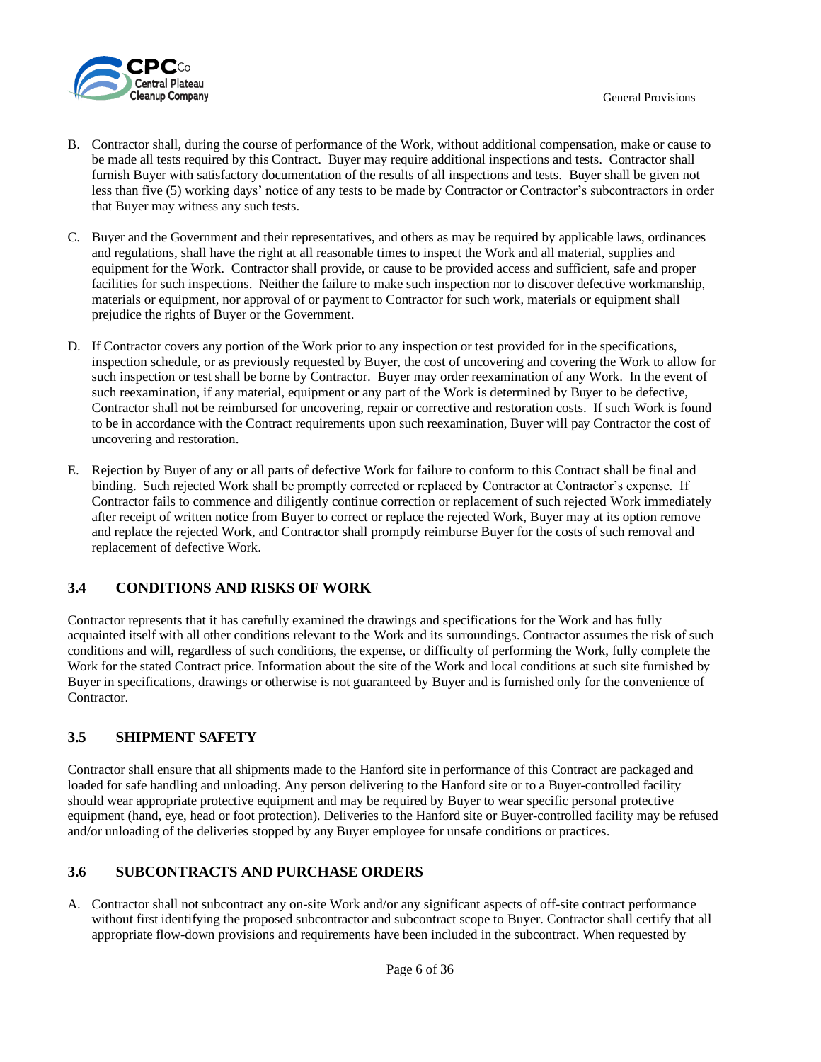B. Contractor shall, during the course of performance of the Work, without additional compensation, make or cause to be made all tests required by this Contract. Buyer may require additional inspections and tests. Contractor shall furnish Buyer with satisfactory documentation of the results of all inspections and tests. Buyer shall be given not less than five (5) working days' notice of any tests to be made by Contractor or Contractor's subcontractors in order that Buyer may witness any such tests.

C. Buyer and the Government and their representatives, and others as may be required by applicable laws, ordinances and regulations, shall have the right at all reasonable times to inspect the Work and all material, supplies and equipment for the Work. Contractor shall provide, or cause to be provided access and sufficient, safe and proper facilities for such inspections. Neither the failure to make such inspection nor to discover defective workmanship, materials or equipment, nor approval of or payment to Contractor for such work, materials or equipment shall prejudice the rights of Buyer or the Government.

D. If Contractor covers any portion of the Work prior to any inspection or test provided for in the specifications, inspection schedule, or as previously requested by Buyer, the cost of uncovering and covering the Work to allow for such inspection or test shall be borne by Contractor. Buyer may order reexamination of any Work. In the event of such reexamination, if any material, equipment or any part of the Work is determined by Buyer to be defective, Contractor shall not be reimbursed for uncovering, repair or corrective and restoration costs. If such Work is found to be in accordance with the Contract requirements upon such reexamination, Buyer will pay Contractor the cost of uncovering and restoration.

E. Rejection by Buyer of any or all parts of defective Work for failure to conform to this Contract shall be final and binding. Such rejected Work shall be promptly corrected or replaced by Contractor at Contractor's expense. If Contractor fails to commence and diligently continue correction or replacement of such rejected Work immediately after receipt of written notice from Buyer to correct or replace the rejected Work, Buyer may at its option remove and replace the rejected Work, and Contractor shall promptly reimburse Buyer for the costs of such removal and replacement of defective Work.

## 3.4 CONDITIONS AND RISKS OF WORK

Contractor represents that it has carefully examined the drawings and specifications for the Work and has fully acquainted itself with all other conditions relevant to the Work and its surroundings. Contractor assumes the risk of such conditions and will, regardless of such conditions, the expense, or difficulty of performing the Work, fully complete the Work for the stated Contract price. Information about the site of the Work and local conditions at such site furnished by Buyer in specifications, drawings or otherwise is not guaranteed by Buyer and is furnished only for the convenience of Contractor.

## 3.5 SHIPMENT SAFETY

Contractor shall ensure that all shipments made to the Hanford site in performance of this Contract are packaged and loaded for safe handling and unloading. Any person delivering to the Hanford site or to a Buyer-controlled facility should wear appropriate protective equipment and may be required by Buyer to wear specific personal protective equipment (hand, eye, head or foot protection). Deliveries to the Hanford site or Buyer-controlled facility may be refused and/or unloading of the deliveries stopped by any Buyer employee for unsafe conditions or practices.

## 3.6 SUBCONTRACTS AND PURCHASE ORDERS

A. Contractor shall not subcontract any on-site Work and/or any significant aspects of off-site contract performance without first identifying the proposed subcontractor and subcontract scope to Buyer. Contractor shall certify that all appropriate flow-down provisions and requirements have been included in the subcontract. When requested by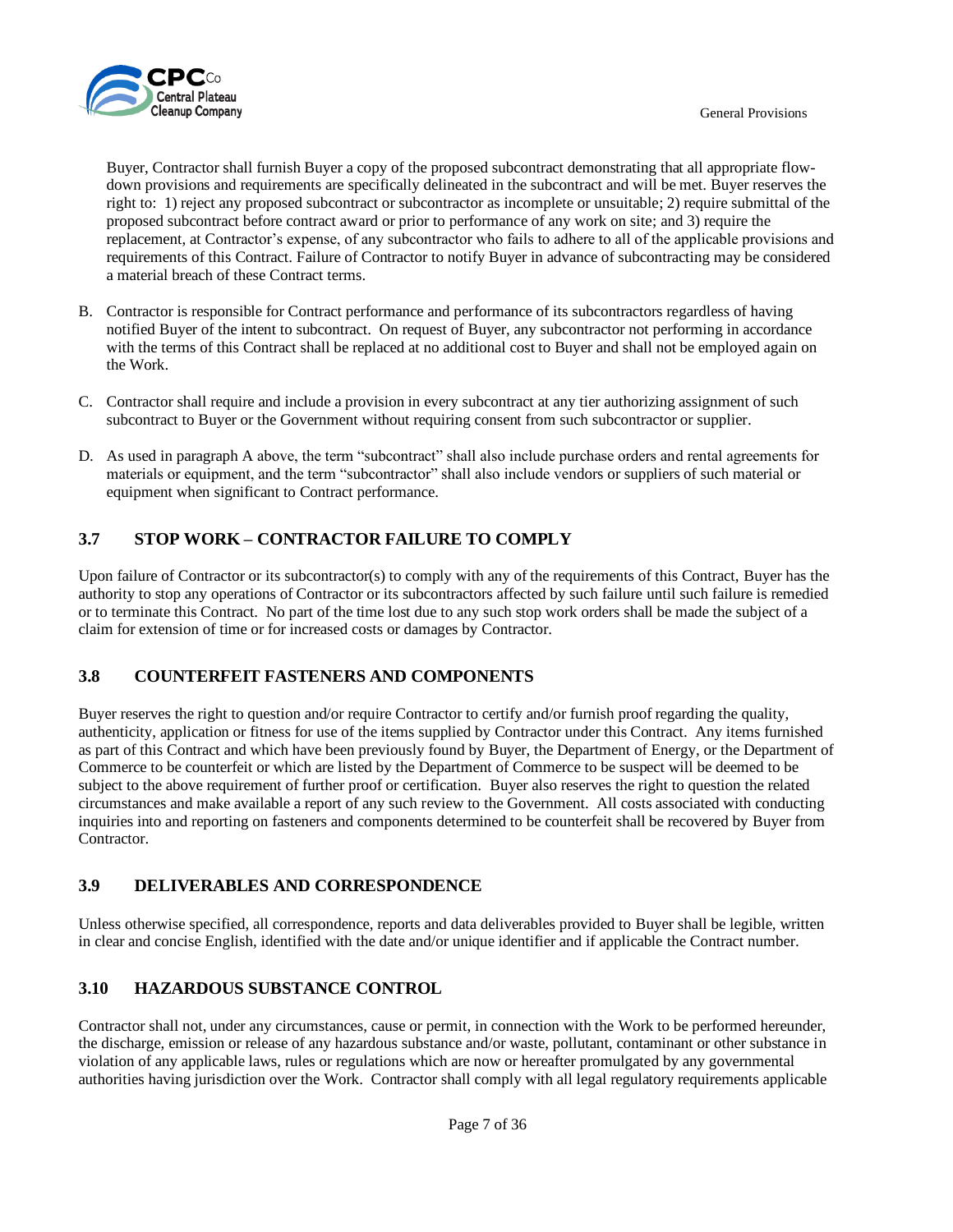Buyer, Contractor shall furnish Buyer a copy of the proposed subcontract demonstrating that all appropriate flow-down provisions and requirements are specifically delineated in the subcontract and will be met. Buyer reserves the right to: 1) reject any proposed subcontract or subcontractor as incomplete or unsuitable; 2) require submittal of the proposed subcontract before contract award or prior to performance of any work on site; and 3) require the replacement, at Contractor's expense, of any subcontractor who fails to adhere to all of the applicable provisions and requirements of this Contract. Failure of Contractor to notify Buyer in advance of subcontracting may be considered a material breach of these Contract terms.

B. Contractor is responsible for Contract performance and performance of its subcontractors regardless of having notified Buyer of the intent to subcontract. On request of Buyer, any subcontractor not performing in accordance with the terms of this Contract shall be replaced at no additional cost to Buyer and shall not be employed again on the Work.

C. Contractor shall require and include a provision in every subcontract at any tier authorizing assignment of such subcontract to Buyer or the Government without requiring consent from such subcontractor or supplier.

D. As used in paragraph A above, the term "subcontract" shall also include purchase orders and rental agreements for materials or equipment, and the term "subcontractor" shall also include vendors or suppliers of such material or equipment when significant to Contract performance.

## 3.7 STOP WORK – CONTRACTOR FAILURE TO COMPLY

Upon failure of Contractor or its subcontractor(s) to comply with any of the requirements of this Contract, Buyer has the authority to stop any operations of Contractor or its subcontractors affected by such failure until such failure is remedied or to terminate this Contract. No part of the time lost due to any such stop work orders shall be made the subject of a claim for extension of time or for increased costs or damages by Contractor.

## 3.8 COUNTERFEIT FASTENERS AND COMPONENTS

Buyer reserves the right to question and/or require Contractor to certify and/or furnish proof regarding the quality, authenticity, application or fitness for use of the items supplied by Contractor under this Contract. Any items furnished as part of this Contract and which have been previously found by Buyer, the Department of Energy, or the Department of Commerce to be counterfeit or which are listed by the Department of Commerce to be suspect will be deemed to be subject to the above requirement of further proof or certification. Buyer also reserves the right to question the related circumstances and make available a report of any such review to the Government. All costs associated with conducting inquiries into and reporting on fasteners and components determined to be counterfeit shall be recovered by Buyer from Contractor.

## 3.9 DELIVERABLES AND CORRESPONDENCE

Unless otherwise specified, all correspondence, reports and data deliverables provided to Buyer shall be legible, written in clear and concise English, identified with the date and/or unique identifier and if applicable the Contract number.

## 3.10 HAZARDOUS SUBSTANCE CONTROL

Contractor shall not, under any circumstances, cause or permit, in connection with the Work to be performed hereunder, the discharge, emission or release of any hazardous substance and/or waste, pollutant, contaminant or other substance in violation of any applicable laws, rules or regulations which are now or hereafter promulgated by any governmental authorities having jurisdiction over the Work. Contractor shall comply with all legal regulatory requirements applicable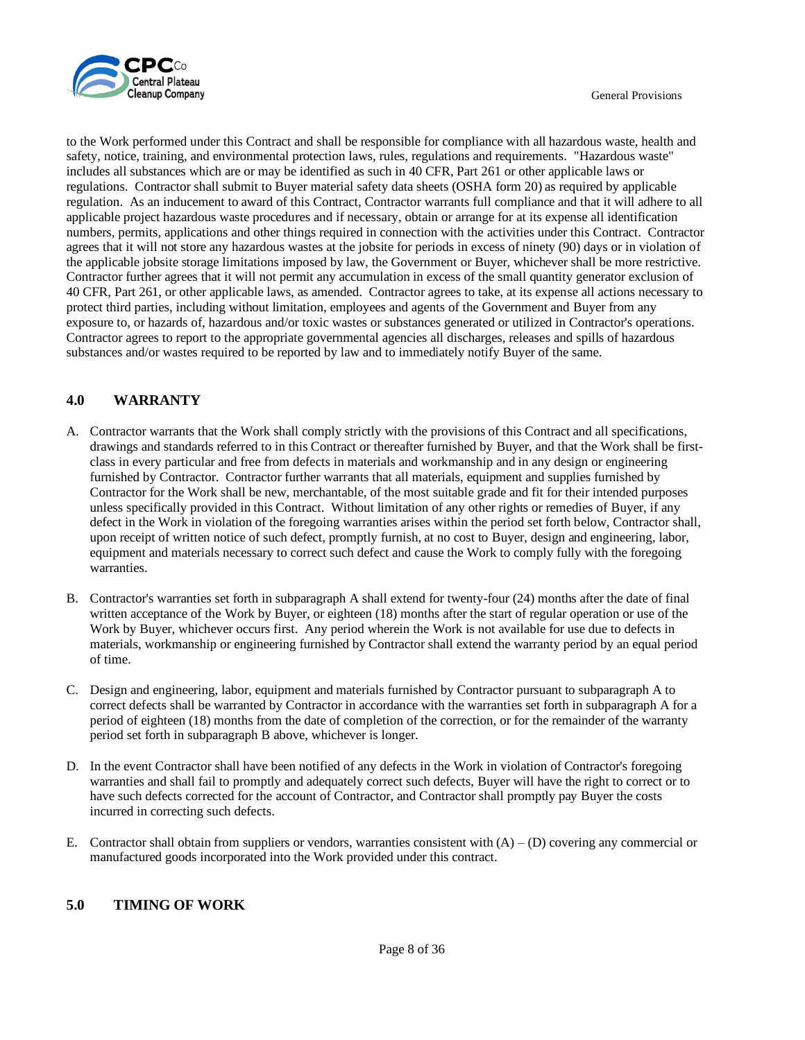to the Work performed under this Contract and shall be responsible for compliance with all hazardous waste, health and safety, notice, training, and environmental protection laws, rules, regulations and requirements. "Hazardous waste" includes all substances which are or may be identified as such in 40 CFR, Part 261 or other applicable laws or regulations. Contractor shall submit to Buyer material safety data sheets (OSHA form 20) as required by applicable regulation. As an inducement to award of this Contract, Contractor warrants full compliance and that it will adhere to all applicable project hazardous waste procedures and if necessary, obtain or arrange for at its expense all identification numbers, permits, applications and other things required in connection with the activities under this Contract. Contractor agrees that it will not store any hazardous wastes at the jobsite for periods in excess of ninety (90) days or in violation of the applicable jobsite storage limitations imposed by law, the Government or Buyer, whichever shall be more restrictive. Contractor further agrees that it will not permit any accumulation in excess of the small quantity generator exclusion of 40 CFR, Part 261, or other applicable laws, as amended. Contractor agrees to take, at its expense all actions necessary to protect third parties, including without limitation, employees and agents of the Government and Buyer from any exposure to, or hazards of, hazardous and/or toxic wastes or substances generated or utilized in Contractor's operations. Contractor agrees to report to the appropriate governmental agencies all discharges, releases and spills of hazardous substances and/or wastes required to be reported by law and to immediately notify Buyer of the same.

## 4.0 WARRANTY

A. Contractor warrants that the Work shall comply strictly with the provisions of this Contract and all specifications, drawings and standards referred to in this Contract or thereafter furnished by Buyer, and that the Work shall be first-class in every particular and free from defects in materials and workmanship and in any design or engineering furnished by Contractor. Contractor further warrants that all materials, equipment and supplies furnished by Contractor for the Work shall be new, merchantable, of the most suitable grade and fit for their intended purposes unless specifically provided in this Contract. Without limitation of any other rights or remedies of Buyer, if any defect in the Work in violation of the foregoing warranties arises within the period set forth below, Contractor shall, upon receipt of written notice of such defect, promptly furnish, at no cost to Buyer, design and engineering, labor, equipment and materials necessary to correct such defect and cause the Work to comply fully with the foregoing warranties.

B. Contractor's warranties set forth in subparagraph A shall extend for twenty-four (24) months after the date of final written acceptance of the Work by Buyer, or eighteen (18) months after the start of regular operation or use of the Work by Buyer, whichever occurs first. Any period wherein the Work is not available for use due to defects in materials, workmanship or engineering furnished by Contractor shall extend the warranty period by an equal period of time.

C. Design and engineering, labor, equipment and materials furnished by Contractor pursuant to subparagraph A to correct defects shall be warranted by Contractor in accordance with the warranties set forth in subparagraph A for a period of eighteen (18) months from the date of completion of the correction, or for the remainder of the warranty period set forth in subparagraph B above, whichever is longer.

D. In the event Contractor shall have been notified of any defects in the Work in violation of Contractor's foregoing warranties and shall fail to promptly and adequately correct such defects, Buyer will have the right to correct or to have such defects corrected for the account of Contractor, and Contractor shall promptly pay Buyer the costs incurred in correcting such defects.

E. Contractor shall obtain from suppliers or vendors, warranties consistent with (A) – (D) covering any commercial or manufactured goods incorporated into the Work provided under this contract.

## 5.0 TIMING OF WORK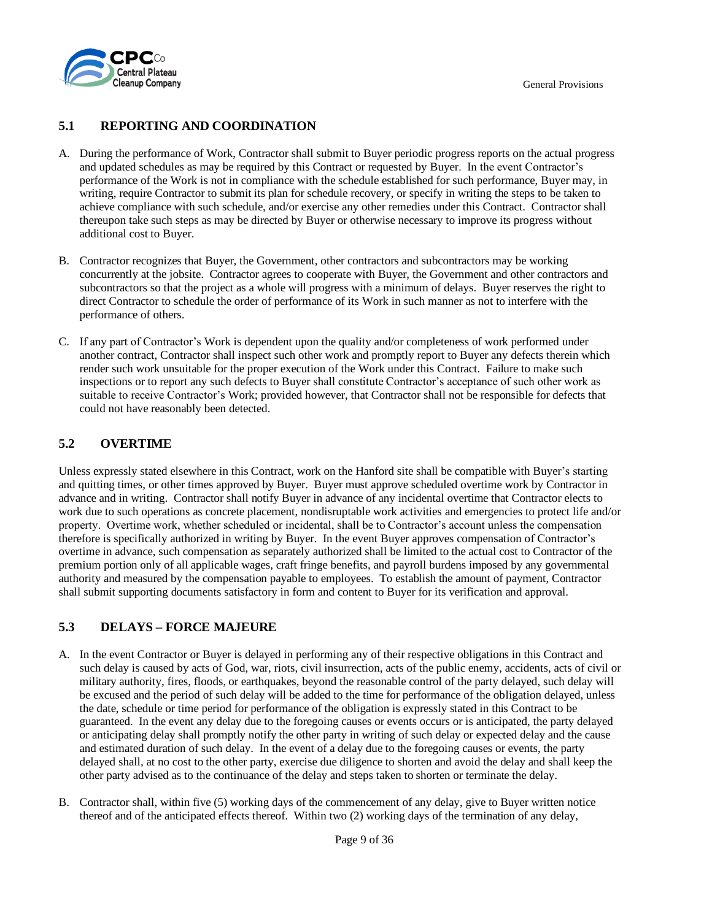## 5.1 REPORTING AND COORDINATION

A. During the performance of Work, Contractor shall submit to Buyer periodic progress reports on the actual progress and updated schedules as may be required by this Contract or requested by Buyer. In the event Contractor's performance of the Work is not in compliance with the schedule established for such performance, Buyer may, in writing, require Contractor to submit its plan for schedule recovery, or specify in writing the steps to be taken to achieve compliance with such schedule, and/or exercise any other remedies under this Contract. Contractor shall thereupon take such steps as may be directed by Buyer or otherwise necessary to improve its progress without additional cost to Buyer.

B. Contractor recognizes that Buyer, the Government, other contractors and subcontractors may be working concurrently at the jobsite. Contractor agrees to cooperate with Buyer, the Government and other contractors and subcontractors so that the project as a whole will progress with a minimum of delays. Buyer reserves the right to direct Contractor to schedule the order of performance of its Work in such manner as not to interfere with the performance of others.

C. If any part of Contractor's Work is dependent upon the quality and/or completeness of work performed under another contract, Contractor shall inspect such other work and promptly report to Buyer any defects therein which render such work unsuitable for the proper execution of the Work under this Contract. Failure to make such inspections or to report any such defects to Buyer shall constitute Contractor's acceptance of such other work as suitable to receive Contractor's Work; provided however, that Contractor shall not be responsible for defects that could not have reasonably been detected.

## 5.2 OVERTIME

Unless expressly stated elsewhere in this Contract, work on the Hanford site shall be compatible with Buyer's starting and quitting times, or other times approved by Buyer. Buyer must approve scheduled overtime work by Contractor in advance and in writing. Contractor shall notify Buyer in advance of any incidental overtime that Contractor elects to work due to such operations as concrete placement, nondisruptable work activities and emergencies to protect life and/or property. Overtime work, whether scheduled or incidental, shall be to Contractor's account unless the compensation therefore is specifically authorized in writing by Buyer. In the event Buyer approves compensation of Contractor's overtime in advance, such compensation as separately authorized shall be limited to the actual cost to Contractor of the premium portion only of all applicable wages, craft fringe benefits, and payroll burdens imposed by any governmental authority and measured by the compensation payable to employees. To establish the amount of payment, Contractor shall submit supporting documents satisfactory in form and content to Buyer for its verification and approval.

## 5.3 DELAYS – FORCE MAJEURE

A. In the event Contractor or Buyer is delayed in performing any of their respective obligations in this Contract and such delay is caused by acts of God, war, riots, civil insurrection, acts of the public enemy, accidents, acts of civil or military authority, fires, floods, or earthquakes, beyond the reasonable control of the party delayed, such delay will be excused and the period of such delay will be added to the time for performance of the obligation delayed, unless the date, schedule or time period for performance of the obligation is expressly stated in this Contract to be guaranteed. In the event any delay due to the foregoing causes or events occurs or is anticipated, the party delayed or anticipating delay shall promptly notify the other party in writing of such delay or expected delay and the cause and estimated duration of such delay. In the event of a delay due to the foregoing causes or events, the party delayed shall, at no cost to the other party, exercise due diligence to shorten and avoid the delay and shall keep the other party advised as to the continuance of the delay and steps taken to shorten or terminate the delay.

B. Contractor shall, within five (5) working days of the commencement of any delay, give to Buyer written notice thereof and of the anticipated effects thereof. Within two (2) working days of the termination of any delay,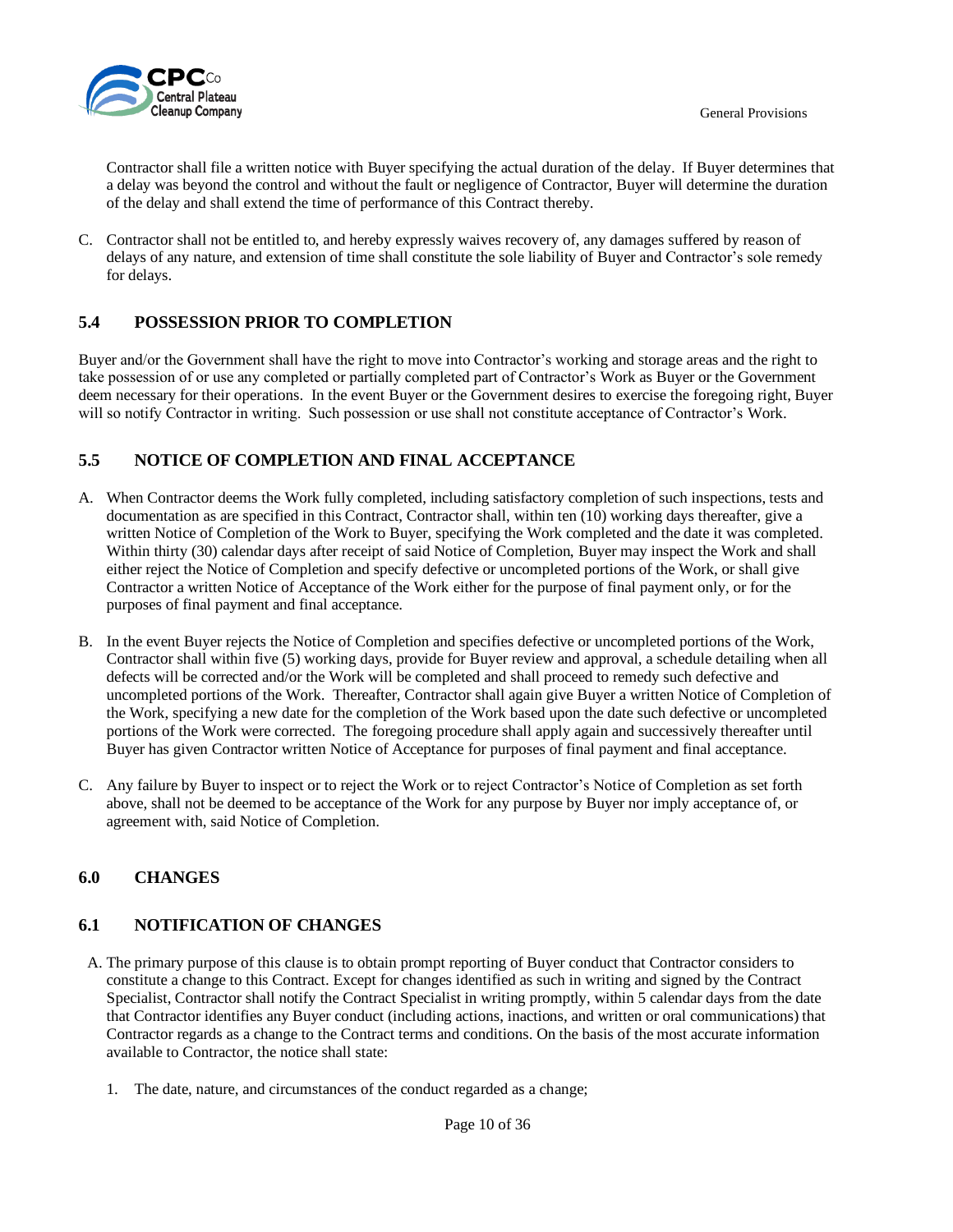Contractor shall file a written notice with Buyer specifying the actual duration of the delay. If Buyer determines that a delay was beyond the control and without the fault or negligence of Contractor, Buyer will determine the duration of the delay and shall extend the time of performance of this Contract thereby.

C. Contractor shall not be entitled to, and hereby expressly waives recovery of, any damages suffered by reason of delays of any nature, and extension of time shall constitute the sole liability of Buyer and Contractor's sole remedy for delays.

## 5.4 POSSESSION PRIOR TO COMPLETION

Buyer and/or the Government shall have the right to move into Contractor's working and storage areas and the right to take possession of or use any completed or partially completed part of Contractor's Work as Buyer or the Government deem necessary for their operations. In the event Buyer or the Government desires to exercise the foregoing right, Buyer will so notify Contractor in writing. Such possession or use shall not constitute acceptance of Contractor's Work.

## 5.5 NOTICE OF COMPLETION AND FINAL ACCEPTANCE

A. When Contractor deems the Work fully completed, including satisfactory completion of such inspections, tests and documentation as are specified in this Contract, Contractor shall, within ten (10) working days thereafter, give a written Notice of Completion of the Work to Buyer, specifying the Work completed and the date it was completed. Within thirty (30) calendar days after receipt of said Notice of Completion, Buyer may inspect the Work and shall either reject the Notice of Completion and specify defective or uncompleted portions of the Work, or shall give Contractor a written Notice of Acceptance of the Work either for the purpose of final payment only, or for the purposes of final payment and final acceptance.

B. In the event Buyer rejects the Notice of Completion and specifies defective or uncompleted portions of the Work, Contractor shall within five (5) working days, provide for Buyer review and approval, a schedule detailing when all defects will be corrected and/or the Work will be completed and shall proceed to remedy such defective and uncompleted portions of the Work. Thereafter, Contractor shall again give Buyer a written Notice of Completion of the Work, specifying a new date for the completion of the Work based upon the date such defective or uncompleted portions of the Work were corrected. The foregoing procedure shall apply again and successively thereafter until Buyer has given Contractor written Notice of Acceptance for purposes of final payment and final acceptance.

C. Any failure by Buyer to inspect or to reject the Work or to reject Contractor's Notice of Completion as set forth above, shall not be deemed to be acceptance of the Work for any purpose by Buyer nor imply acceptance of, or agreement with, said Notice of Completion.

# 6.0 CHANGES

## 6.1 NOTIFICATION OF CHANGES

A. The primary purpose of this clause is to obtain prompt reporting of Buyer conduct that Contractor considers to constitute a change to this Contract. Except for changes identified as such in writing and signed by the Contract Specialist, Contractor shall notify the Contract Specialist in writing promptly, within 5 calendar days from the date that Contractor identifies any Buyer conduct (including actions, inactions, and written or oral communications) that Contractor regards as a change to the Contract terms and conditions. On the basis of the most accurate information available to Contractor, the notice shall state:

1. The date, nature, and circumstances of the conduct regarded as a change;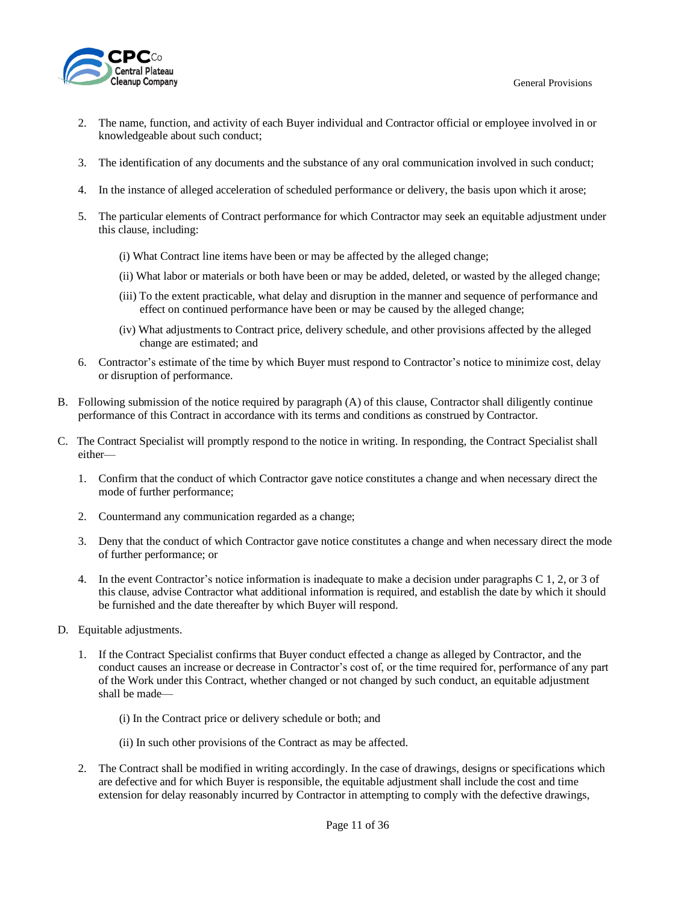2. The name, function, and activity of each Buyer individual and Contractor official or employee involved in or knowledgeable about such conduct;

3. The identification of any documents and the substance of any oral communication involved in such conduct;

4. In the instance of alleged acceleration of scheduled performance or delivery, the basis upon which it arose;

5. The particular elements of Contract performance for which Contractor may seek an equitable adjustment under this clause, including:

   (i) What Contract line items have been or may be affected by the alleged change;

   (ii) What labor or materials or both have been or may be added, deleted, or wasted by the alleged change;

   (iii) To the extent practicable, what delay and disruption in the manner and sequence of performance and effect on continued performance have been or may be caused by the alleged change;

   (iv) What adjustments to Contract price, delivery schedule, and other provisions affected by the alleged change are estimated; and

6. Contractor's estimate of the time by which Buyer must respond to Contractor's notice to minimize cost, delay or disruption of performance.

B. Following submission of the notice required by paragraph (A) of this clause, Contractor shall diligently continue performance of this Contract in accordance with its terms and conditions as construed by Contractor.

C. The Contract Specialist will promptly respond to the notice in writing. In responding, the Contract Specialist shall either—

   1. Confirm that the conduct of which Contractor gave notice constitutes a change and when necessary direct the mode of further performance;

   2. Countermand any communication regarded as a change;

   3. Deny that the conduct of which Contractor gave notice constitutes a change and when necessary direct the mode of further performance; or

   4. In the event Contractor's notice information is inadequate to make a decision under paragraphs C 1, 2, or 3 of this clause, advise Contractor what additional information is required, and establish the date by which it should be furnished and the date thereafter by which Buyer will respond.

D. Equitable adjustments.

   1. If the Contract Specialist confirms that Buyer conduct effected a change as alleged by Contractor, and the conduct causes an increase or decrease in Contractor's cost of, or the time required for, performance of any part of the Work under this Contract, whether changed or not changed by such conduct, an equitable adjustment shall be made—

      (i) In the Contract price or delivery schedule or both; and

      (ii) In such other provisions of the Contract as may be affected.

   2. The Contract shall be modified in writing accordingly. In the case of drawings, designs or specifications which are defective and for which Buyer is responsible, the equitable adjustment shall include the cost and time extension for delay reasonably incurred by Contractor in attempting to comply with the defective drawings,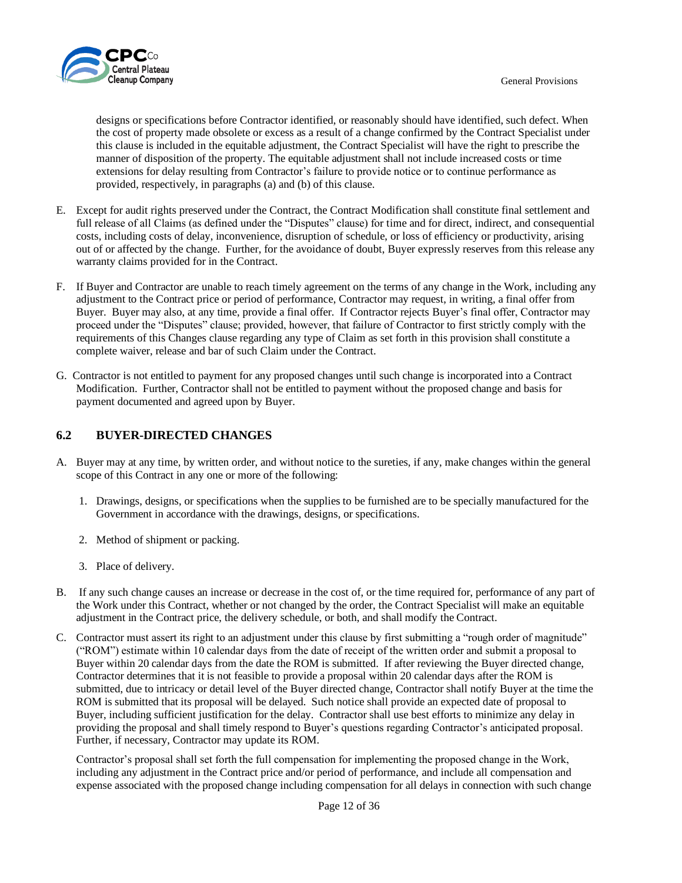designs or specifications before Contractor identified, or reasonably should have identified, such defect. When the cost of property made obsolete or excess as a result of a change confirmed by the Contract Specialist under this clause is included in the equitable adjustment, the Contract Specialist will have the right to prescribe the manner of disposition of the property. The equitable adjustment shall not include increased costs or time extensions for delay resulting from Contractor's failure to provide notice or to continue performance as provided, respectively, in paragraphs (a) and (b) of this clause.

E. Except for audit rights preserved under the Contract, the Contract Modification shall constitute final settlement and full release of all Claims (as defined under the "Disputes" clause) for time and for direct, indirect, and consequential costs, including costs of delay, inconvenience, disruption of schedule, or loss of efficiency or productivity, arising out of or affected by the change. Further, for the avoidance of doubt, Buyer expressly reserves from this release any warranty claims provided for in the Contract.

F. If Buyer and Contractor are unable to reach timely agreement on the terms of any change in the Work, including any adjustment to the Contract price or period of performance, Contractor may request, in writing, a final offer from Buyer. Buyer may also, at any time, provide a final offer. If Contractor rejects Buyer's final offer, Contractor may proceed under the "Disputes" clause; provided, however, that failure of Contractor to first strictly comply with the requirements of this Changes clause regarding any type of Claim as set forth in this provision shall constitute a complete waiver, release and bar of such Claim under the Contract.

G. Contractor is not entitled to payment for any proposed changes until such change is incorporated into a Contract Modification. Further, Contractor shall not be entitled to payment without the proposed change and basis for payment documented and agreed upon by Buyer.

## 6.2 BUYER-DIRECTED CHANGES

A. Buyer may at any time, by written order, and without notice to the sureties, if any, make changes within the general scope of this Contract in any one or more of the following:

   1. Drawings, designs, or specifications when the supplies to be furnished are to be specially manufactured for the Government in accordance with the drawings, designs, or specifications.

   2. Method of shipment or packing.

   3. Place of delivery.

B. If any such change causes an increase or decrease in the cost of, or the time required for, performance of any part of the Work under this Contract, whether or not changed by the order, the Contract Specialist will make an equitable adjustment in the Contract price, the delivery schedule, or both, and shall modify the Contract.

C. Contractor must assert its right to an adjustment under this clause by first submitting a "rough order of magnitude" ("ROM") estimate within 10 calendar days from the date of receipt of the written order and submit a proposal to Buyer within 20 calendar days from the date the ROM is submitted. If after reviewing the Buyer directed change, Contractor determines that it is not feasible to provide a proposal within 20 calendar days after the ROM is submitted, due to intricacy or detail level of the Buyer directed change, Contractor shall notify Buyer at the time the ROM is submitted that its proposal will be delayed. Such notice shall provide an expected date of proposal to Buyer, including sufficient justification for the delay. Contractor shall use best efforts to minimize any delay in providing the proposal and shall timely respond to Buyer's questions regarding Contractor's anticipated proposal. Further, if necessary, Contractor may update its ROM.

   Contractor's proposal shall set forth the full compensation for implementing the proposed change in the Work, including any adjustment in the Contract price and/or period of performance, and include all compensation and expense associated with the proposed change including compensation for all delays in connection with such change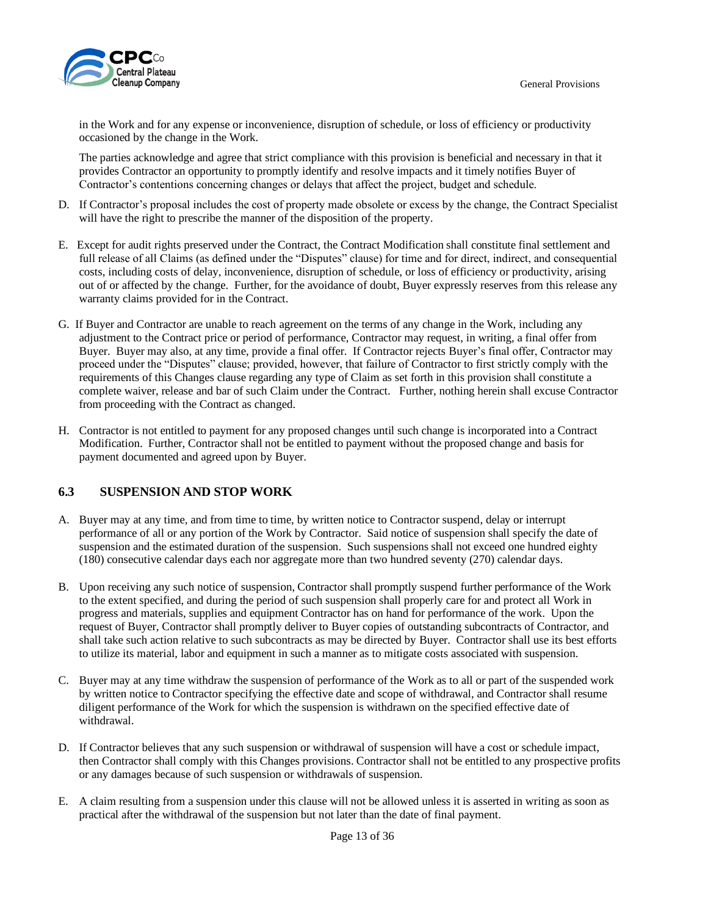in the Work and for any expense or inconvenience, disruption of schedule, or loss of efficiency or productivity occasioned by the change in the Work.

The parties acknowledge and agree that strict compliance with this provision is beneficial and necessary in that it provides Contractor an opportunity to promptly identify and resolve impacts and it timely notifies Buyer of Contractor's contentions concerning changes or delays that affect the project, budget and schedule.

D. If Contractor's proposal includes the cost of property made obsolete or excess by the change, the Contract Specialist will have the right to prescribe the manner of the disposition of the property.

E. Except for audit rights preserved under the Contract, the Contract Modification shall constitute final settlement and full release of all Claims (as defined under the "Disputes" clause) for time and for direct, indirect, and consequential costs, including costs of delay, inconvenience, disruption of schedule, or loss of efficiency or productivity, arising out of or affected by the change. Further, for the avoidance of doubt, Buyer expressly reserves from this release any warranty claims provided for in the Contract.

G. If Buyer and Contractor are unable to reach agreement on the terms of any change in the Work, including any adjustment to the Contract price or period of performance, Contractor may request, in writing, a final offer from Buyer. Buyer may also, at any time, provide a final offer. If Contractor rejects Buyer's final offer, Contractor may proceed under the "Disputes" clause; provided, however, that failure of Contractor to first strictly comply with the requirements of this Changes clause regarding any type of Claim as set forth in this provision shall constitute a complete waiver, release and bar of such Claim under the Contract. Further, nothing herein shall excuse Contractor from proceeding with the Contract as changed.

H. Contractor is not entitled to payment for any proposed changes until such change is incorporated into a Contract Modification. Further, Contractor shall not be entitled to payment without the proposed change and basis for payment documented and agreed upon by Buyer.

## 6.3 SUSPENSION AND STOP WORK

A. Buyer may at any time, and from time to time, by written notice to Contractor suspend, delay or interrupt performance of all or any portion of the Work by Contractor. Said notice of suspension shall specify the date of suspension and the estimated duration of the suspension. Such suspensions shall not exceed one hundred eighty (180) consecutive calendar days each nor aggregate more than two hundred seventy (270) calendar days.

B. Upon receiving any such notice of suspension, Contractor shall promptly suspend further performance of the Work to the extent specified, and during the period of such suspension shall properly care for and protect all Work in progress and materials, supplies and equipment Contractor has on hand for performance of the work. Upon the request of Buyer, Contractor shall promptly deliver to Buyer copies of outstanding subcontracts of Contractor, and shall take such action relative to such subcontracts as may be directed by Buyer. Contractor shall use its best efforts to utilize its material, labor and equipment in such a manner as to mitigate costs associated with suspension.

C. Buyer may at any time withdraw the suspension of performance of the Work as to all or part of the suspended work by written notice to Contractor specifying the effective date and scope of withdrawal, and Contractor shall resume diligent performance of the Work for which the suspension is withdrawn on the specified effective date of withdrawal.

D. If Contractor believes that any such suspension or withdrawal of suspension will have a cost or schedule impact, then Contractor shall comply with this Changes provisions. Contractor shall not be entitled to any prospective profits or any damages because of such suspension or withdrawals of suspension.

E. A claim resulting from a suspension under this clause will not be allowed unless it is asserted in writing as soon as practical after the withdrawal of the suspension but not later than the date of final payment.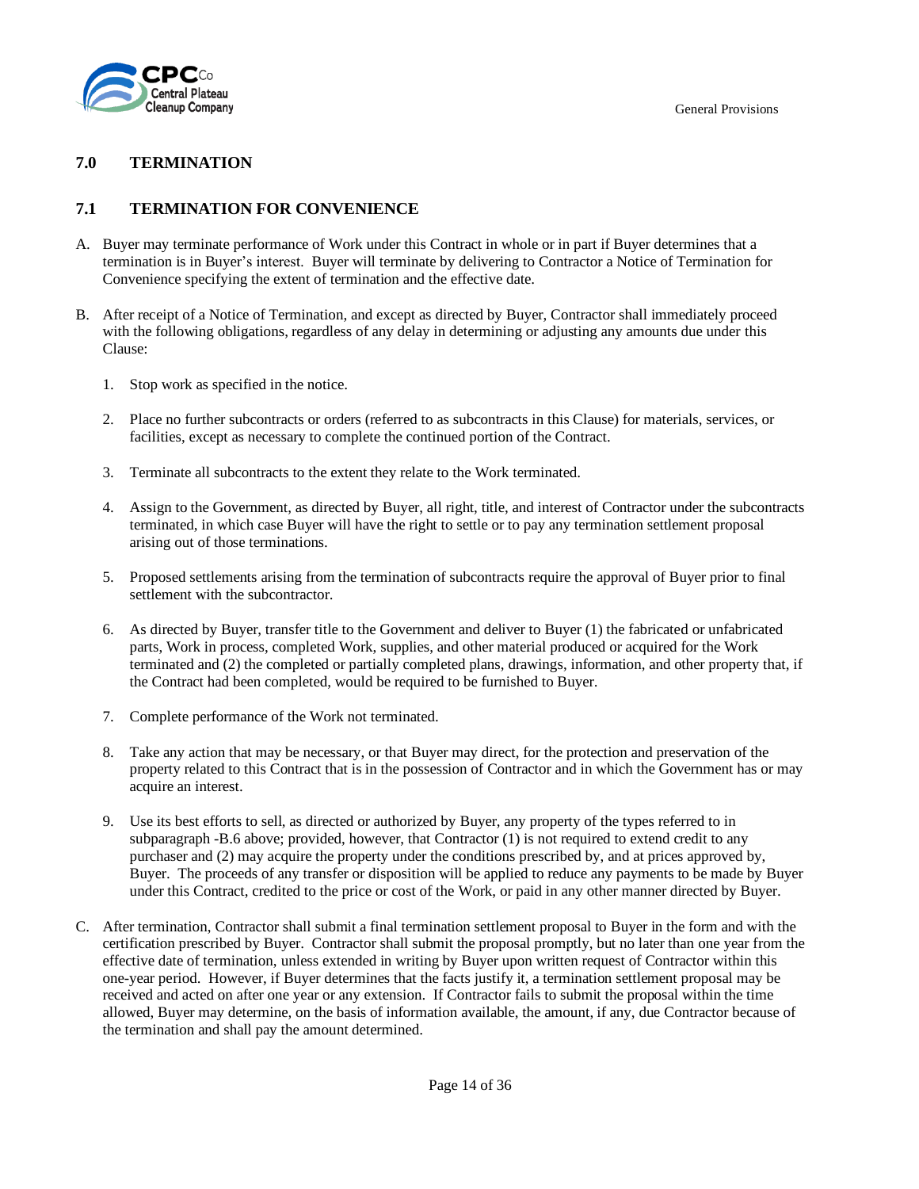## 7.0 TERMINATION

### 7.1 TERMINATION FOR CONVENIENCE

A. Buyer may terminate performance of Work under this Contract in whole or in part if Buyer determines that a termination is in Buyer's interest. Buyer will terminate by delivering to Contractor a Notice of Termination for Convenience specifying the extent of termination and the effective date.

B. After receipt of a Notice of Termination, and except as directed by Buyer, Contractor shall immediately proceed with the following obligations, regardless of any delay in determining or adjusting any amounts due under this Clause:

1. Stop work as specified in the notice.

2. Place no further subcontracts or orders (referred to as subcontracts in this Clause) for materials, services, or facilities, except as necessary to complete the continued portion of the Contract.

3. Terminate all subcontracts to the extent they relate to the Work terminated.

4. Assign to the Government, as directed by Buyer, all right, title, and interest of Contractor under the subcontracts terminated, in which case Buyer will have the right to settle or to pay any termination settlement proposal arising out of those terminations.

5. Proposed settlements arising from the termination of subcontracts require the approval of Buyer prior to final settlement with the subcontractor.

6. As directed by Buyer, transfer title to the Government and deliver to Buyer (1) the fabricated or unfabricated parts, Work in process, completed Work, supplies, and other material produced or acquired for the Work terminated and (2) the completed or partially completed plans, drawings, information, and other property that, if the Contract had been completed, would be required to be furnished to Buyer.

7. Complete performance of the Work not terminated.

8. Take any action that may be necessary, or that Buyer may direct, for the protection and preservation of the property related to this Contract that is in the possession of Contractor and in which the Government has or may acquire an interest.

9. Use its best efforts to sell, as directed or authorized by Buyer, any property of the types referred to in subparagraph -B.6 above; provided, however, that Contractor (1) is not required to extend credit to any purchaser and (2) may acquire the property under the conditions prescribed by, and at prices approved by, Buyer. The proceeds of any transfer or disposition will be applied to reduce any payments to be made by Buyer under this Contract, credited to the price or cost of the Work, or paid in any other manner directed by Buyer.

C. After termination, Contractor shall submit a final termination settlement proposal to Buyer in the form and with the certification prescribed by Buyer. Contractor shall submit the proposal promptly, but no later than one year from the effective date of termination, unless extended in writing by Buyer upon written request of Contractor within this one-year period. However, if Buyer determines that the facts justify it, a termination settlement proposal may be received and acted on after one year or any extension. If Contractor fails to submit the proposal within the time allowed, Buyer may determine, on the basis of information available, the amount, if any, due Contractor because of the termination and shall pay the amount determined.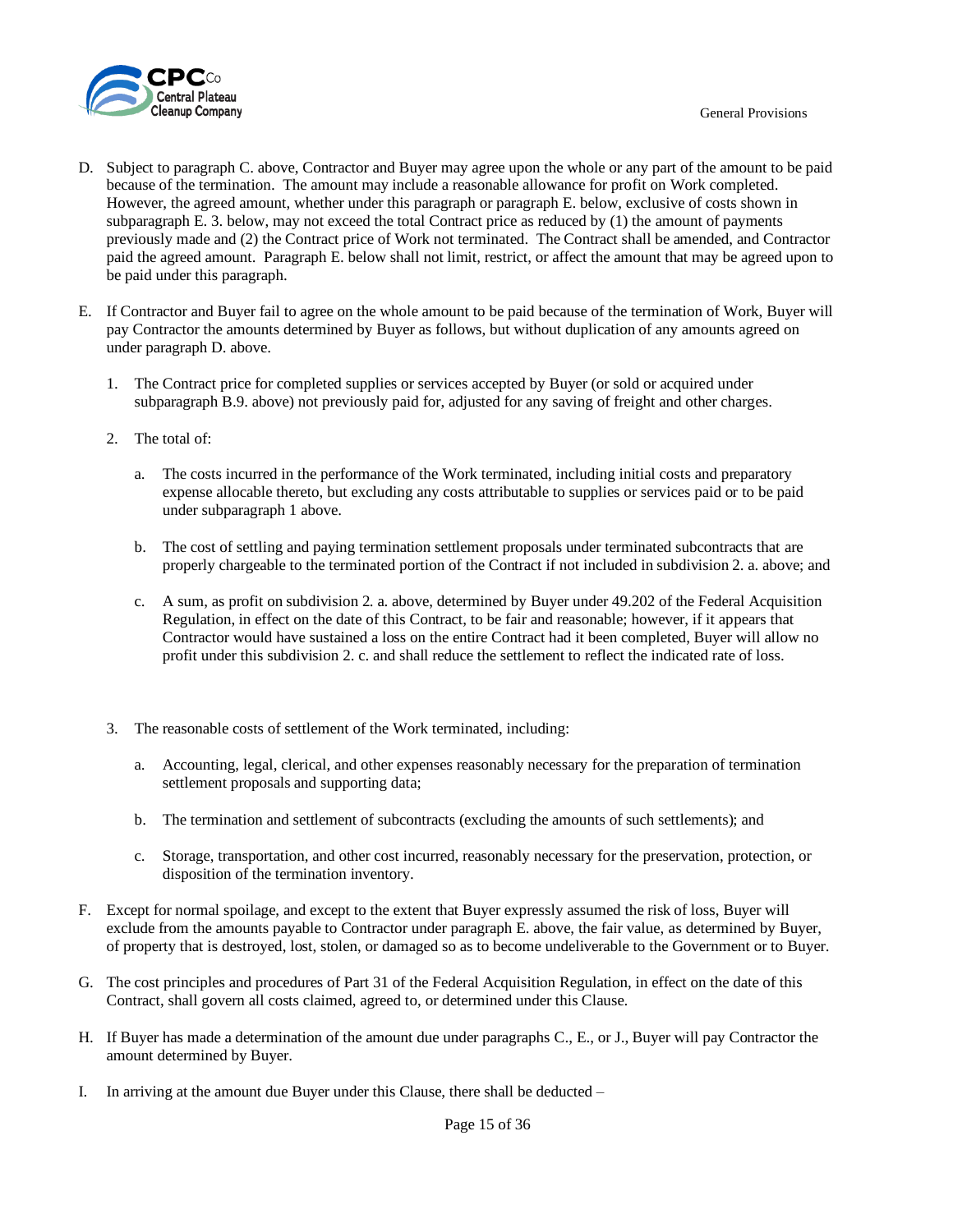D. Subject to paragraph C. above, Contractor and Buyer may agree upon the whole or any part of the amount to be paid because of the termination. The amount may include a reasonable allowance for profit on Work completed. However, the agreed amount, whether under this paragraph or paragraph E. below, exclusive of costs shown in subparagraph E. 3. below, may not exceed the total Contract price as reduced by (1) the amount of payments previously made and (2) the Contract price of Work not terminated. The Contract shall be amended, and Contractor paid the agreed amount. Paragraph E. below shall not limit, restrict, or affect the amount that may be agreed upon to be paid under this paragraph.

E. If Contractor and Buyer fail to agree on the whole amount to be paid because of the termination of Work, Buyer will pay Contractor the amounts determined by Buyer as follows, but without duplication of any amounts agreed on under paragraph D. above.

   1. The Contract price for completed supplies or services accepted by Buyer (or sold or acquired under subparagraph B.9. above) not previously paid for, adjusted for any saving of freight and other charges.

   2. The total of:

      a. The costs incurred in the performance of the Work terminated, including initial costs and preparatory expense allocable thereto, but excluding any costs attributable to supplies or services paid or to be paid under subparagraph 1 above.

      b. The cost of settling and paying termination settlement proposals under terminated subcontracts that are properly chargeable to the terminated portion of the Contract if not included in subdivision 2. a. above; and

      c. A sum, as profit on subdivision 2. a. above, determined by Buyer under 49.202 of the Federal Acquisition Regulation, in effect on the date of this Contract, to be fair and reasonable; however, if it appears that Contractor would have sustained a loss on the entire Contract had it been completed, Buyer will allow no profit under this subdivision 2. c. and shall reduce the settlement to reflect the indicated rate of loss.

   3. The reasonable costs of settlement of the Work terminated, including:

      a. Accounting, legal, clerical, and other expenses reasonably necessary for the preparation of termination settlement proposals and supporting data;

      b. The termination and settlement of subcontracts (excluding the amounts of such settlements); and

      c. Storage, transportation, and other cost incurred, reasonably necessary for the preservation, protection, or disposition of the termination inventory.

F. Except for normal spoilage, and except to the extent that Buyer expressly assumed the risk of loss, Buyer will exclude from the amounts payable to Contractor under paragraph E. above, the fair value, as determined by Buyer, of property that is destroyed, lost, stolen, or damaged so as to become undeliverable to the Government or to Buyer.

G. The cost principles and procedures of Part 31 of the Federal Acquisition Regulation, in effect on the date of this Contract, shall govern all costs claimed, agreed to, or determined under this Clause.

H. If Buyer has made a determination of the amount due under paragraphs C., E., or J., Buyer will pay Contractor the amount determined by Buyer.

I. In arriving at the amount due Buyer under this Clause, there shall be deducted –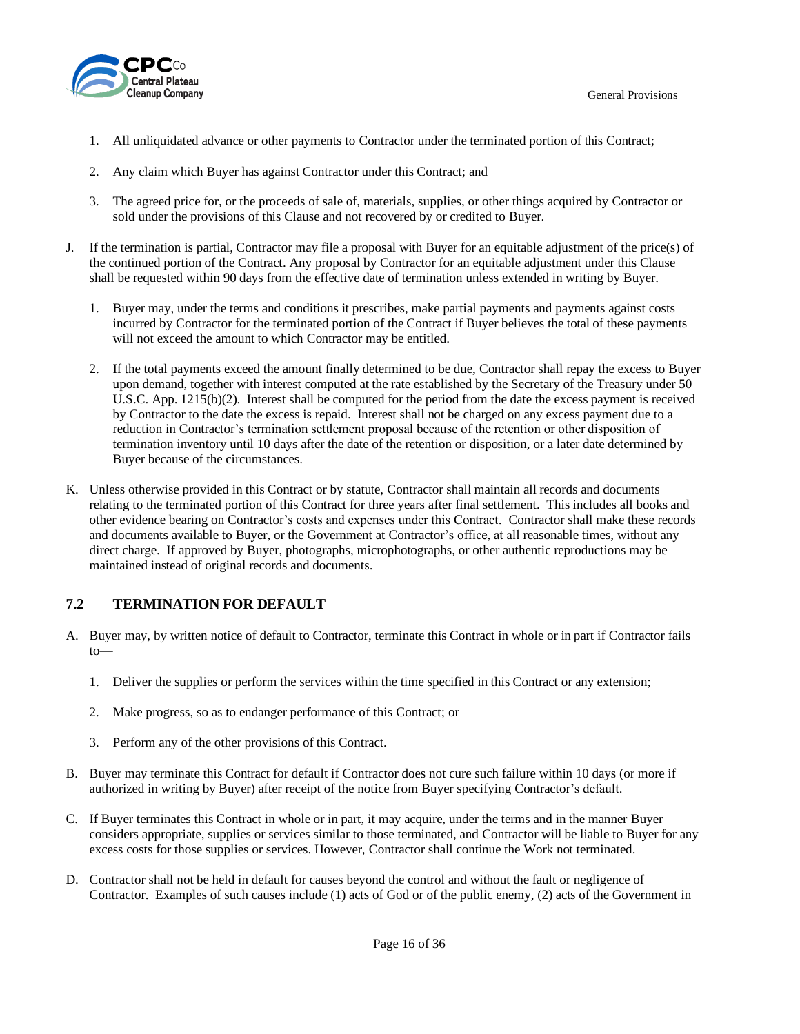1. All unliquidated advance or other payments to Contractor under the terminated portion of this Contract;

2. Any claim which Buyer has against Contractor under this Contract; and

3. The agreed price for, or the proceeds of sale of, materials, supplies, or other things acquired by Contractor or sold under the provisions of this Clause and not recovered by or credited to Buyer.

J. If the termination is partial, Contractor may file a proposal with Buyer for an equitable adjustment of the price(s) of the continued portion of the Contract. Any proposal by Contractor for an equitable adjustment under this Clause shall be requested within 90 days from the effective date of termination unless extended in writing by Buyer.

   1. Buyer may, under the terms and conditions it prescribes, make partial payments and payments against costs incurred by Contractor for the terminated portion of the Contract if Buyer believes the total of these payments will not exceed the amount to which Contractor may be entitled.

   2. If the total payments exceed the amount finally determined to be due, Contractor shall repay the excess to Buyer upon demand, together with interest computed at the rate established by the Secretary of the Treasury under 50 U.S.C. App. 1215(b)(2). Interest shall be computed for the period from the date the excess payment is received by Contractor to the date the excess is repaid. Interest shall not be charged on any excess payment due to a reduction in Contractor's termination settlement proposal because of the retention or other disposition of termination inventory until 10 days after the date of the retention or disposition, or a later date determined by Buyer because of the circumstances.

K. Unless otherwise provided in this Contract or by statute, Contractor shall maintain all records and documents relating to the terminated portion of this Contract for three years after final settlement. This includes all books and other evidence bearing on Contractor's costs and expenses under this Contract. Contractor shall make these records and documents available to Buyer, or the Government at Contractor's office, at all reasonable times, without any direct charge. If approved by Buyer, photographs, microphotographs, or other authentic reproductions may be maintained instead of original records and documents.

## 7.2 TERMINATION FOR DEFAULT

A. Buyer may, by written notice of default to Contractor, terminate this Contract in whole or in part if Contractor fails to—

   1. Deliver the supplies or perform the services within the time specified in this Contract or any extension;

   2. Make progress, so as to endanger performance of this Contract; or

   3. Perform any of the other provisions of this Contract.

B. Buyer may terminate this Contract for default if Contractor does not cure such failure within 10 days (or more if authorized in writing by Buyer) after receipt of the notice from Buyer specifying Contractor's default.

C. If Buyer terminates this Contract in whole or in part, it may acquire, under the terms and in the manner Buyer considers appropriate, supplies or services similar to those terminated, and Contractor will be liable to Buyer for any excess costs for those supplies or services. However, Contractor shall continue the Work not terminated.

D. Contractor shall not be held in default for causes beyond the control and without the fault or negligence of Contractor. Examples of such causes include (1) acts of God or of the public enemy, (2) acts of the Government in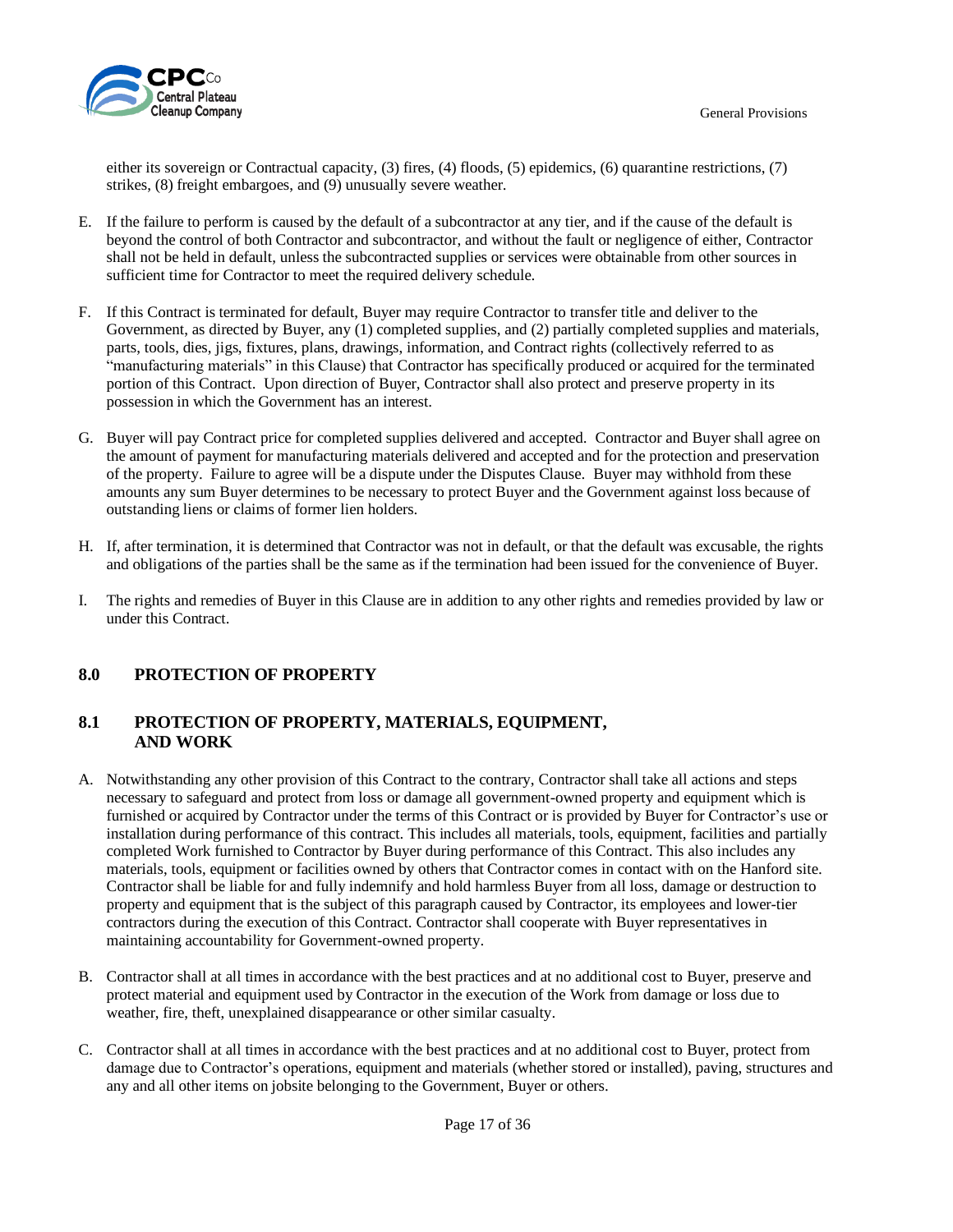either its sovereign or Contractual capacity, (3) fires, (4) floods, (5) epidemics, (6) quarantine restrictions, (7) strikes, (8) freight embargoes, and (9) unusually severe weather.

E. If the failure to perform is caused by the default of a subcontractor at any tier, and if the cause of the default is beyond the control of both Contractor and subcontractor, and without the fault or negligence of either, Contractor shall not be held in default, unless the subcontracted supplies or services were obtainable from other sources in sufficient time for Contractor to meet the required delivery schedule.

F. If this Contract is terminated for default, Buyer may require Contractor to transfer title and deliver to the Government, as directed by Buyer, any (1) completed supplies, and (2) partially completed supplies and materials, parts, tools, dies, jigs, fixtures, plans, drawings, information, and Contract rights (collectively referred to as "manufacturing materials" in this Clause) that Contractor has specifically produced or acquired for the terminated portion of this Contract. Upon direction of Buyer, Contractor shall also protect and preserve property in its possession in which the Government has an interest.

G. Buyer will pay Contract price for completed supplies delivered and accepted. Contractor and Buyer shall agree on the amount of payment for manufacturing materials delivered and accepted and for the protection and preservation of the property. Failure to agree will be a dispute under the Disputes Clause. Buyer may withhold from these amounts any sum Buyer determines to be necessary to protect Buyer and the Government against loss because of outstanding liens or claims of former lien holders.

H. If, after termination, it is determined that Contractor was not in default, or that the default was excusable, the rights and obligations of the parties shall be the same as if the termination had been issued for the convenience of Buyer.

I. The rights and remedies of Buyer in this Clause are in addition to any other rights and remedies provided by law or under this Contract.

## 8.0 PROTECTION OF PROPERTY

### 8.1 PROTECTION OF PROPERTY, MATERIALS, EQUIPMENT, AND WORK

A. Notwithstanding any other provision of this Contract to the contrary, Contractor shall take all actions and steps necessary to safeguard and protect from loss or damage all government-owned property and equipment which is furnished or acquired by Contractor under the terms of this Contract or is provided by Buyer for Contractor's use or installation during performance of this contract. This includes all materials, tools, equipment, facilities and partially completed Work furnished to Contractor by Buyer during performance of this Contract. This also includes any materials, tools, equipment or facilities owned by others that Contractor comes in contact with on the Hanford site. Contractor shall be liable for and fully indemnify and hold harmless Buyer from all loss, damage or destruction to property and equipment that is the subject of this paragraph caused by Contractor, its employees and lower-tier contractors during the execution of this Contract. Contractor shall cooperate with Buyer representatives in maintaining accountability for Government-owned property.

B. Contractor shall at all times in accordance with the best practices and at no additional cost to Buyer, preserve and protect material and equipment used by Contractor in the execution of the Work from damage or loss due to weather, fire, theft, unexplained disappearance or other similar casualty.

C. Contractor shall at all times in accordance with the best practices and at no additional cost to Buyer, protect from damage due to Contractor's operations, equipment and materials (whether stored or installed), paving, structures and any and all other items on jobsite belonging to the Government, Buyer or others.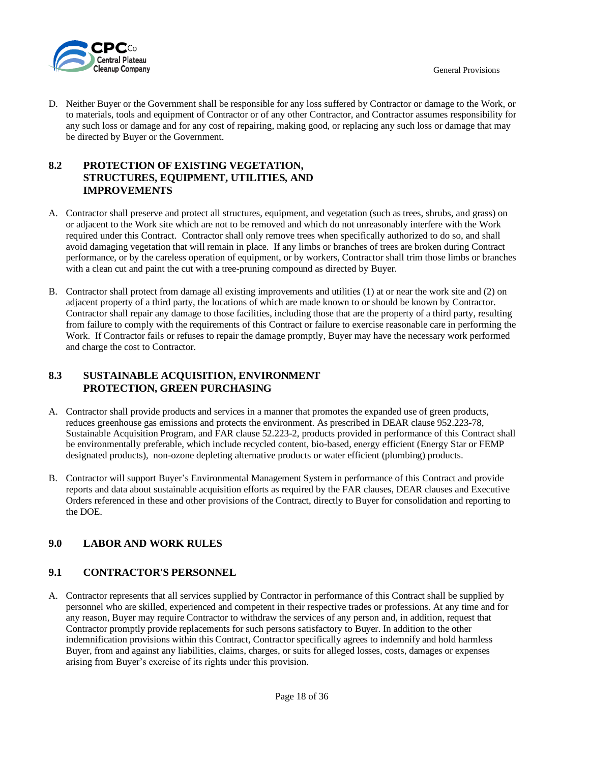D. Neither Buyer or the Government shall be responsible for any loss suffered by Contractor or damage to the Work, or to materials, tools and equipment of Contractor or of any other Contractor, and Contractor assumes responsibility for any such loss or damage and for any cost of repairing, making good, or replacing any such loss or damage that may be directed by Buyer or the Government.

## 8.2 PROTECTION OF EXISTING VEGETATION, STRUCTURES, EQUIPMENT, UTILITIES, AND IMPROVEMENTS

A. Contractor shall preserve and protect all structures, equipment, and vegetation (such as trees, shrubs, and grass) on or adjacent to the Work site which are not to be removed and which do not unreasonably interfere with the Work required under this Contract. Contractor shall only remove trees when specifically authorized to do so, and shall avoid damaging vegetation that will remain in place. If any limbs or branches of trees are broken during Contract performance, or by the careless operation of equipment, or by workers, Contractor shall trim those limbs or branches with a clean cut and paint the cut with a tree-pruning compound as directed by Buyer.

B. Contractor shall protect from damage all existing improvements and utilities (1) at or near the work site and (2) on adjacent property of a third party, the locations of which are made known to or should be known by Contractor. Contractor shall repair any damage to those facilities, including those that are the property of a third party, resulting from failure to comply with the requirements of this Contract or failure to exercise reasonable care in performing the Work. If Contractor fails or refuses to repair the damage promptly, Buyer may have the necessary work performed and charge the cost to Contractor.

## 8.3 SUSTAINABLE ACQUISITION, ENVIRONMENT PROTECTION, GREEN PURCHASING

A. Contractor shall provide products and services in a manner that promotes the expanded use of green products, reduces greenhouse gas emissions and protects the environment. As prescribed in DEAR clause 952.223-78, Sustainable Acquisition Program, and FAR clause 52.223-2, products provided in performance of this Contract shall be environmentally preferable, which include recycled content, bio-based, energy efficient (Energy Star or FEMP designated products), non-ozone depleting alternative products or water efficient (plumbing) products.

B. Contractor will support Buyer's Environmental Management System in performance of this Contract and provide reports and data about sustainable acquisition efforts as required by the FAR clauses, DEAR clauses and Executive Orders referenced in these and other provisions of the Contract, directly to Buyer for consolidation and reporting to the DOE.

# 9.0 LABOR AND WORK RULES

## 9.1 CONTRACTOR'S PERSONNEL

A. Contractor represents that all services supplied by Contractor in performance of this Contract shall be supplied by personnel who are skilled, experienced and competent in their respective trades or professions. At any time and for any reason, Buyer may require Contractor to withdraw the services of any person and, in addition, request that Contractor promptly provide replacements for such persons satisfactory to Buyer. In addition to the other indemnification provisions within this Contract, Contractor specifically agrees to indemnify and hold harmless Buyer, from and against any liabilities, claims, charges, or suits for alleged losses, costs, damages or expenses arising from Buyer's exercise of its rights under this provision.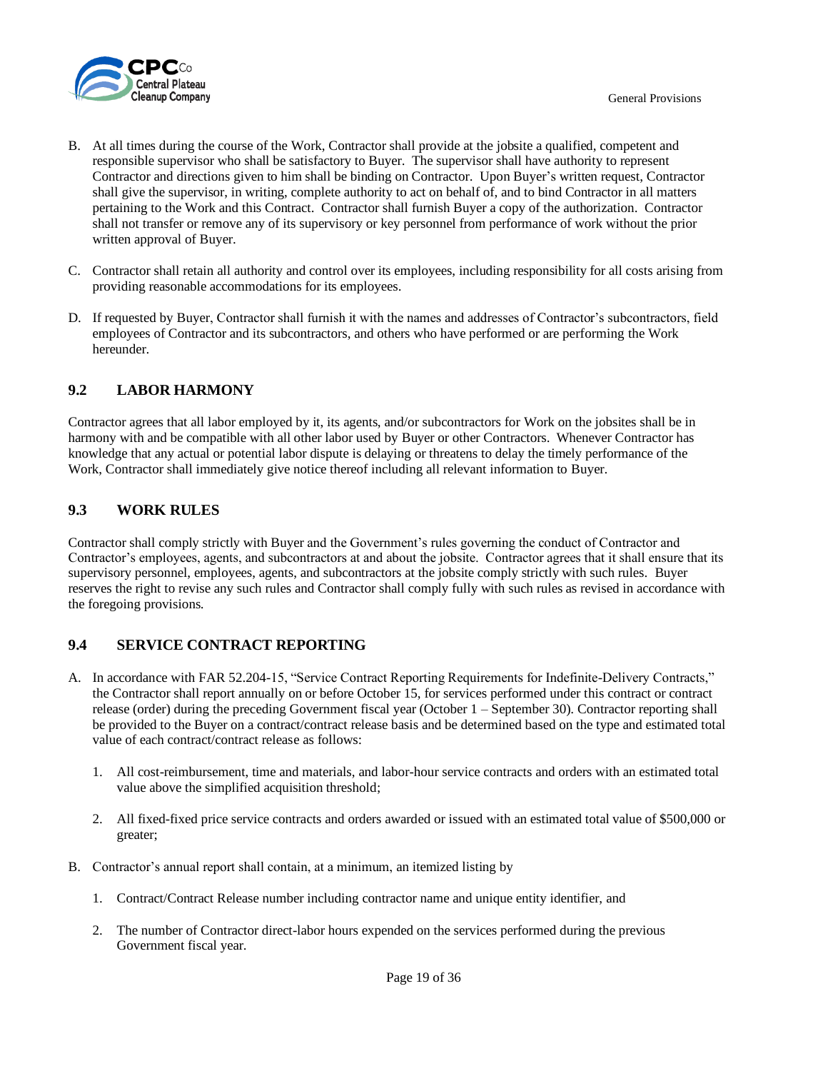B. At all times during the course of the Work, Contractor shall provide at the jobsite a qualified, competent and responsible supervisor who shall be satisfactory to Buyer. The supervisor shall have authority to represent Contractor and directions given to him shall be binding on Contractor. Upon Buyer's written request, Contractor shall give the supervisor, in writing, complete authority to act on behalf of, and to bind Contractor in all matters pertaining to the Work and this Contract. Contractor shall furnish Buyer a copy of the authorization. Contractor shall not transfer or remove any of its supervisory or key personnel from performance of work without the prior written approval of Buyer.

C. Contractor shall retain all authority and control over its employees, including responsibility for all costs arising from providing reasonable accommodations for its employees.

D. If requested by Buyer, Contractor shall furnish it with the names and addresses of Contractor's subcontractors, field employees of Contractor and its subcontractors, and others who have performed or are performing the Work hereunder.

## 9.2 LABOR HARMONY

Contractor agrees that all labor employed by it, its agents, and/or subcontractors for Work on the jobsites shall be in harmony with and be compatible with all other labor used by Buyer or other Contractors. Whenever Contractor has knowledge that any actual or potential labor dispute is delaying or threatens to delay the timely performance of the Work, Contractor shall immediately give notice thereof including all relevant information to Buyer.

## 9.3 WORK RULES

Contractor shall comply strictly with Buyer and the Government's rules governing the conduct of Contractor and Contractor's employees, agents, and subcontractors at and about the jobsite. Contractor agrees that it shall ensure that its supervisory personnel, employees, agents, and subcontractors at the jobsite comply strictly with such rules. Buyer reserves the right to revise any such rules and Contractor shall comply fully with such rules as revised in accordance with the foregoing provisions.

## 9.4 SERVICE CONTRACT REPORTING

A. In accordance with FAR 52.204-15, "Service Contract Reporting Requirements for Indefinite-Delivery Contracts," the Contractor shall report annually on or before October 15, for services performed under this contract or contract release (order) during the preceding Government fiscal year (October 1 – September 30). Contractor reporting shall be provided to the Buyer on a contract/contract release basis and be determined based on the type and estimated total value of each contract/contract release as follows:

   1. All cost-reimbursement, time and materials, and labor-hour service contracts and orders with an estimated total value above the simplified acquisition threshold;

   2. All fixed-fixed price service contracts and orders awarded or issued with an estimated total value of $500,000 or greater;

B. Contractor's annual report shall contain, at a minimum, an itemized listing by

   1. Contract/Contract Release number including contractor name and unique entity identifier, and

   2. The number of Contractor direct-labor hours expended on the services performed during the previous Government fiscal year.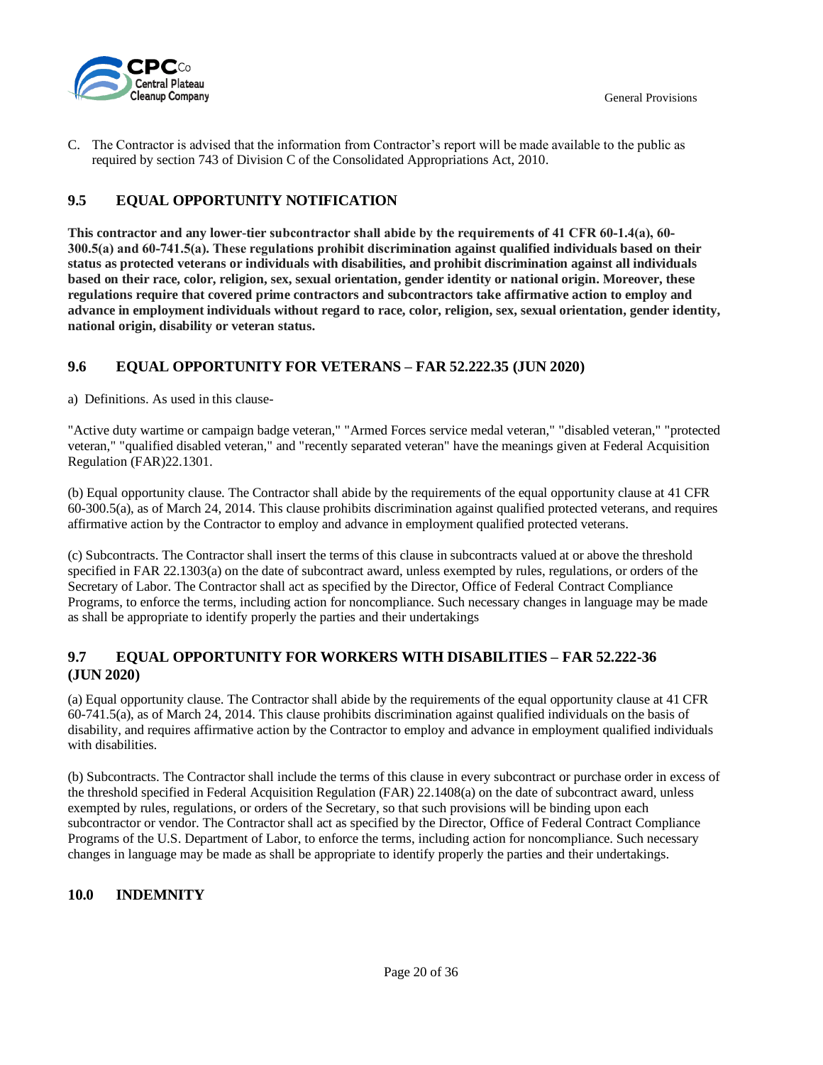C. The Contractor is advised that the information from Contractor's report will be made available to the public as required by section 743 of Division C of the Consolidated Appropriations Act, 2010.

## 9.5 EQUAL OPPORTUNITY NOTIFICATION

**This contractor and any lower-tier subcontractor shall abide by the requirements of 41 CFR 60-1.4(a), 60-300.5(a) and 60-741.5(a). These regulations prohibit discrimination against qualified individuals based on their status as protected veterans or individuals with disabilities, and prohibit discrimination against all individuals based on their race, color, religion, sex, sexual orientation, gender identity or national origin. Moreover, these regulations require that covered prime contractors and subcontractors take affirmative action to employ and advance in employment individuals without regard to race, color, religion, sex, sexual orientation, gender identity, national origin, disability or veteran status.**

## 9.6 EQUAL OPPORTUNITY FOR VETERANS – FAR 52.222.35 (JUN 2020)

a) Definitions. As used in this clause-

"Active duty wartime or campaign badge veteran," "Armed Forces service medal veteran," "disabled veteran," "protected veteran," "qualified disabled veteran," and "recently separated veteran" have the meanings given at Federal Acquisition Regulation (FAR)22.1301.

(b) Equal opportunity clause. The Contractor shall abide by the requirements of the equal opportunity clause at 41 CFR 60-300.5(a), as of March 24, 2014. This clause prohibits discrimination against qualified protected veterans, and requires affirmative action by the Contractor to employ and advance in employment qualified protected veterans.

(c) Subcontracts. The Contractor shall insert the terms of this clause in subcontracts valued at or above the threshold specified in FAR 22.1303(a) on the date of subcontract award, unless exempted by rules, regulations, or orders of the Secretary of Labor. The Contractor shall act as specified by the Director, Office of Federal Contract Compliance Programs, to enforce the terms, including action for noncompliance. Such necessary changes in language may be made as shall be appropriate to identify properly the parties and their undertakings

## 9.7 EQUAL OPPORTUNITY FOR WORKERS WITH DISABILITIES – FAR 52.222-36 (JUN 2020)

(a) Equal opportunity clause. The Contractor shall abide by the requirements of the equal opportunity clause at 41 CFR 60-741.5(a), as of March 24, 2014. This clause prohibits discrimination against qualified individuals on the basis of disability, and requires affirmative action by the Contractor to employ and advance in employment qualified individuals with disabilities.

(b) Subcontracts. The Contractor shall include the terms of this clause in every subcontract or purchase order in excess of the threshold specified in Federal Acquisition Regulation (FAR) 22.1408(a) on the date of subcontract award, unless exempted by rules, regulations, or orders of the Secretary, so that such provisions will be binding upon each subcontractor or vendor. The Contractor shall act as specified by the Director, Office of Federal Contract Compliance Programs of the U.S. Department of Labor, to enforce the terms, including action for noncompliance. Such necessary changes in language may be made as shall be appropriate to identify properly the parties and their undertakings.

# 10.0 INDEMNITY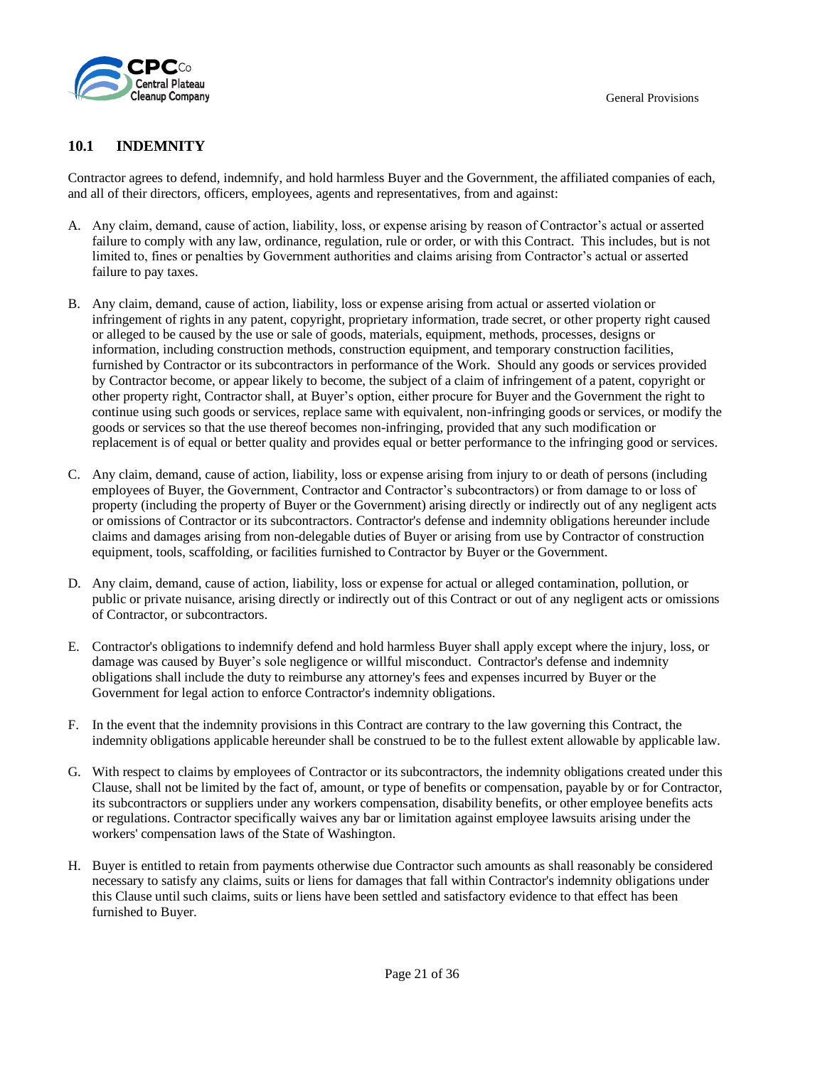## 10.1 INDEMNITY

Contractor agrees to defend, indemnify, and hold harmless Buyer and the Government, the affiliated companies of each, and all of their directors, officers, employees, agents and representatives, from and against:

A. Any claim, demand, cause of action, liability, loss, or expense arising by reason of Contractor's actual or asserted failure to comply with any law, ordinance, regulation, rule or order, or with this Contract. This includes, but is not limited to, fines or penalties by Government authorities and claims arising from Contractor's actual or asserted failure to pay taxes.

B. Any claim, demand, cause of action, liability, loss or expense arising from actual or asserted violation or infringement of rights in any patent, copyright, proprietary information, trade secret, or other property right caused or alleged to be caused by the use or sale of goods, materials, equipment, methods, processes, designs or information, including construction methods, construction equipment, and temporary construction facilities, furnished by Contractor or its subcontractors in performance of the Work. Should any goods or services provided by Contractor become, or appear likely to become, the subject of a claim of infringement of a patent, copyright or other property right, Contractor shall, at Buyer's option, either procure for Buyer and the Government the right to continue using such goods or services, replace same with equivalent, non-infringing goods or services, or modify the goods or services so that the use thereof becomes non-infringing, provided that any such modification or replacement is of equal or better quality and provides equal or better performance to the infringing good or services.

C. Any claim, demand, cause of action, liability, loss or expense arising from injury to or death of persons (including employees of Buyer, the Government, Contractor and Contractor's subcontractors) or from damage to or loss of property (including the property of Buyer or the Government) arising directly or indirectly out of any negligent acts or omissions of Contractor or its subcontractors. Contractor's defense and indemnity obligations hereunder include claims and damages arising from non-delegable duties of Buyer or arising from use by Contractor of construction equipment, tools, scaffolding, or facilities furnished to Contractor by Buyer or the Government.

D. Any claim, demand, cause of action, liability, loss or expense for actual or alleged contamination, pollution, or public or private nuisance, arising directly or indirectly out of this Contract or out of any negligent acts or omissions of Contractor, or subcontractors.

E. Contractor's obligations to indemnify defend and hold harmless Buyer shall apply except where the injury, loss, or damage was caused by Buyer's sole negligence or willful misconduct. Contractor's defense and indemnity obligations shall include the duty to reimburse any attorney's fees and expenses incurred by Buyer or the Government for legal action to enforce Contractor's indemnity obligations.

F. In the event that the indemnity provisions in this Contract are contrary to the law governing this Contract, the indemnity obligations applicable hereunder shall be construed to be to the fullest extent allowable by applicable law.

G. With respect to claims by employees of Contractor or its subcontractors, the indemnity obligations created under this Clause, shall not be limited by the fact of, amount, or type of benefits or compensation, payable by or for Contractor, its subcontractors or suppliers under any workers compensation, disability benefits, or other employee benefits acts or regulations. Contractor specifically waives any bar or limitation against employee lawsuits arising under the workers' compensation laws of the State of Washington.

H. Buyer is entitled to retain from payments otherwise due Contractor such amounts as shall reasonably be considered necessary to satisfy any claims, suits or liens for damages that fall within Contractor's indemnity obligations under this Clause until such claims, suits or liens have been settled and satisfactory evidence to that effect has been furnished to Buyer.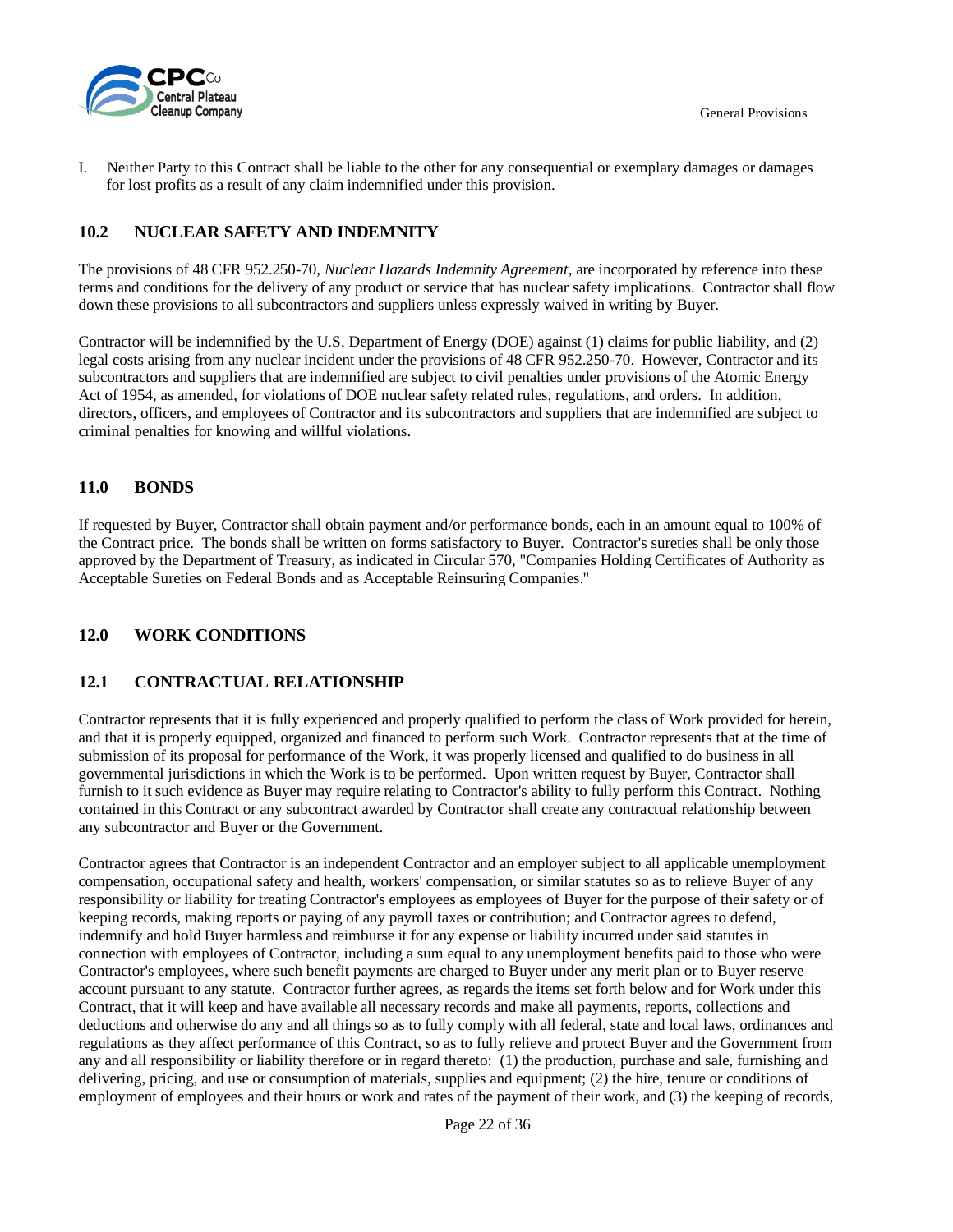I. Neither Party to this Contract shall be liable to the other for any consequential or exemplary damages or damages for lost profits as a result of any claim indemnified under this provision.

## 10.2 NUCLEAR SAFETY AND INDEMNITY

The provisions of 48 CFR 952.250-70, *Nuclear Hazards Indemnity Agreement*, are incorporated by reference into these terms and conditions for the delivery of any product or service that has nuclear safety implications. Contractor shall flow down these provisions to all subcontractors and suppliers unless expressly waived in writing by Buyer.

Contractor will be indemnified by the U.S. Department of Energy (DOE) against (1) claims for public liability, and (2) legal costs arising from any nuclear incident under the provisions of 48 CFR 952.250-70. However, Contractor and its subcontractors and suppliers that are indemnified are subject to civil penalties under provisions of the Atomic Energy Act of 1954, as amended, for violations of DOE nuclear safety related rules, regulations, and orders. In addition, directors, officers, and employees of Contractor and its subcontractors and suppliers that are indemnified are subject to criminal penalties for knowing and willful violations.

## 11.0 BONDS

If requested by Buyer, Contractor shall obtain payment and/or performance bonds, each in an amount equal to 100% of the Contract price. The bonds shall be written on forms satisfactory to Buyer. Contractor's sureties shall be only those approved by the Department of Treasury, as indicated in Circular 570, "Companies Holding Certificates of Authority as Acceptable Sureties on Federal Bonds and as Acceptable Reinsuring Companies."

## 12.0 WORK CONDITIONS

## 12.1 CONTRACTUAL RELATIONSHIP

Contractor represents that it is fully experienced and properly qualified to perform the class of Work provided for herein, and that it is properly equipped, organized and financed to perform such Work. Contractor represents that at the time of submission of its proposal for performance of the Work, it was properly licensed and qualified to do business in all governmental jurisdictions in which the Work is to be performed. Upon written request by Buyer, Contractor shall furnish to it such evidence as Buyer may require relating to Contractor's ability to fully perform this Contract. Nothing contained in this Contract or any subcontract awarded by Contractor shall create any contractual relationship between any subcontractor and Buyer or the Government.

Contractor agrees that Contractor is an independent Contractor and an employer subject to all applicable unemployment compensation, occupational safety and health, workers' compensation, or similar statutes so as to relieve Buyer of any responsibility or liability for treating Contractor's employees as employees of Buyer for the purpose of their safety or of keeping records, making reports or paying of any payroll taxes or contribution; and Contractor agrees to defend, indemnify and hold Buyer harmless and reimburse it for any expense or liability incurred under said statutes in connection with employees of Contractor, including a sum equal to any unemployment benefits paid to those who were Contractor's employees, where such benefit payments are charged to Buyer under any merit plan or to Buyer reserve account pursuant to any statute. Contractor further agrees, as regards the items set forth below and for Work under this Contract, that it will keep and have available all necessary records and make all payments, reports, collections and deductions and otherwise do any and all things so as to fully comply with all federal, state and local laws, ordinances and regulations as they affect performance of this Contract, so as to fully relieve and protect Buyer and the Government from any and all responsibility or liability therefore or in regard thereto: (1) the production, purchase and sale, furnishing and delivering, pricing, and use or consumption of materials, supplies and equipment; (2) the hire, tenure or conditions of employment of employees and their hours or work and rates of the payment of their work, and (3) the keeping of records,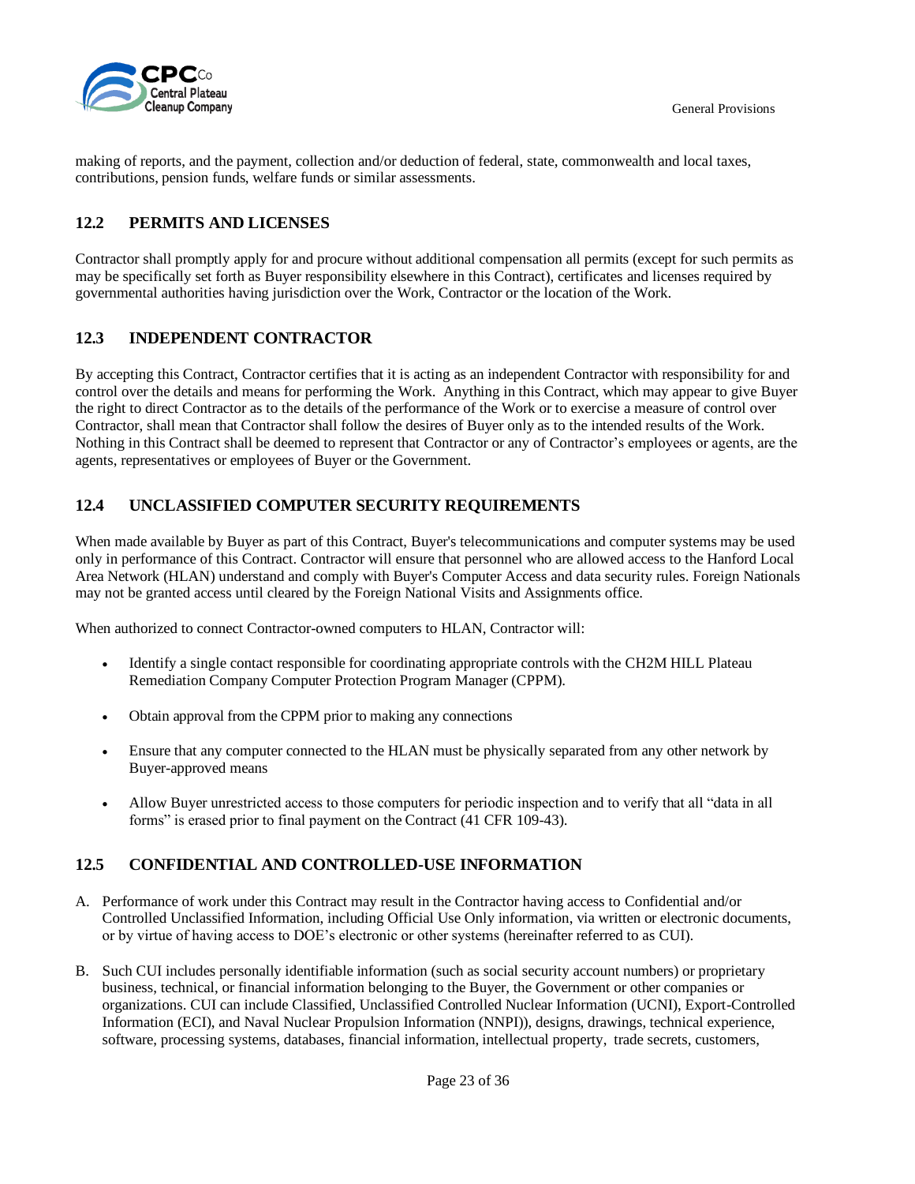making of reports, and the payment, collection and/or deduction of federal, state, commonwealth and local taxes, contributions, pension funds, welfare funds or similar assessments.

## 12.2 PERMITS AND LICENSES

Contractor shall promptly apply for and procure without additional compensation all permits (except for such permits as may be specifically set forth as Buyer responsibility elsewhere in this Contract), certificates and licenses required by governmental authorities having jurisdiction over the Work, Contractor or the location of the Work.

## 12.3 INDEPENDENT CONTRACTOR

By accepting this Contract, Contractor certifies that it is acting as an independent Contractor with responsibility for and control over the details and means for performing the Work. Anything in this Contract, which may appear to give Buyer the right to direct Contractor as to the details of the performance of the Work or to exercise a measure of control over Contractor, shall mean that Contractor shall follow the desires of Buyer only as to the intended results of the Work. Nothing in this Contract shall be deemed to represent that Contractor or any of Contractor's employees or agents, are the agents, representatives or employees of Buyer or the Government.

## 12.4 UNCLASSIFIED COMPUTER SECURITY REQUIREMENTS

When made available by Buyer as part of this Contract, Buyer's telecommunications and computer systems may be used only in performance of this Contract. Contractor will ensure that personnel who are allowed access to the Hanford Local Area Network (HLAN) understand and comply with Buyer's Computer Access and data security rules. Foreign Nationals may not be granted access until cleared by the Foreign National Visits and Assignments office.

When authorized to connect Contractor-owned computers to HLAN, Contractor will:

- Identify a single contact responsible for coordinating appropriate controls with the CH2M HILL Plateau Remediation Company Computer Protection Program Manager (CPPM).
- Obtain approval from the CPPM prior to making any connections
- Ensure that any computer connected to the HLAN must be physically separated from any other network by Buyer-approved means
- Allow Buyer unrestricted access to those computers for periodic inspection and to verify that all "data in all forms" is erased prior to final payment on the Contract (41 CFR 109-43).

## 12.5 CONFIDENTIAL AND CONTROLLED-USE INFORMATION

A. Performance of work under this Contract may result in the Contractor having access to Confidential and/or Controlled Unclassified Information, including Official Use Only information, via written or electronic documents, or by virtue of having access to DOE's electronic or other systems (hereinafter referred to as CUI).

B. Such CUI includes personally identifiable information (such as social security account numbers) or proprietary business, technical, or financial information belonging to the Buyer, the Government or other companies or organizations. CUI can include Classified, Unclassified Controlled Nuclear Information (UCNI), Export-Controlled Information (ECI), and Naval Nuclear Propulsion Information (NNPI)), designs, drawings, technical experience, software, processing systems, databases, financial information, intellectual property, trade secrets, customers,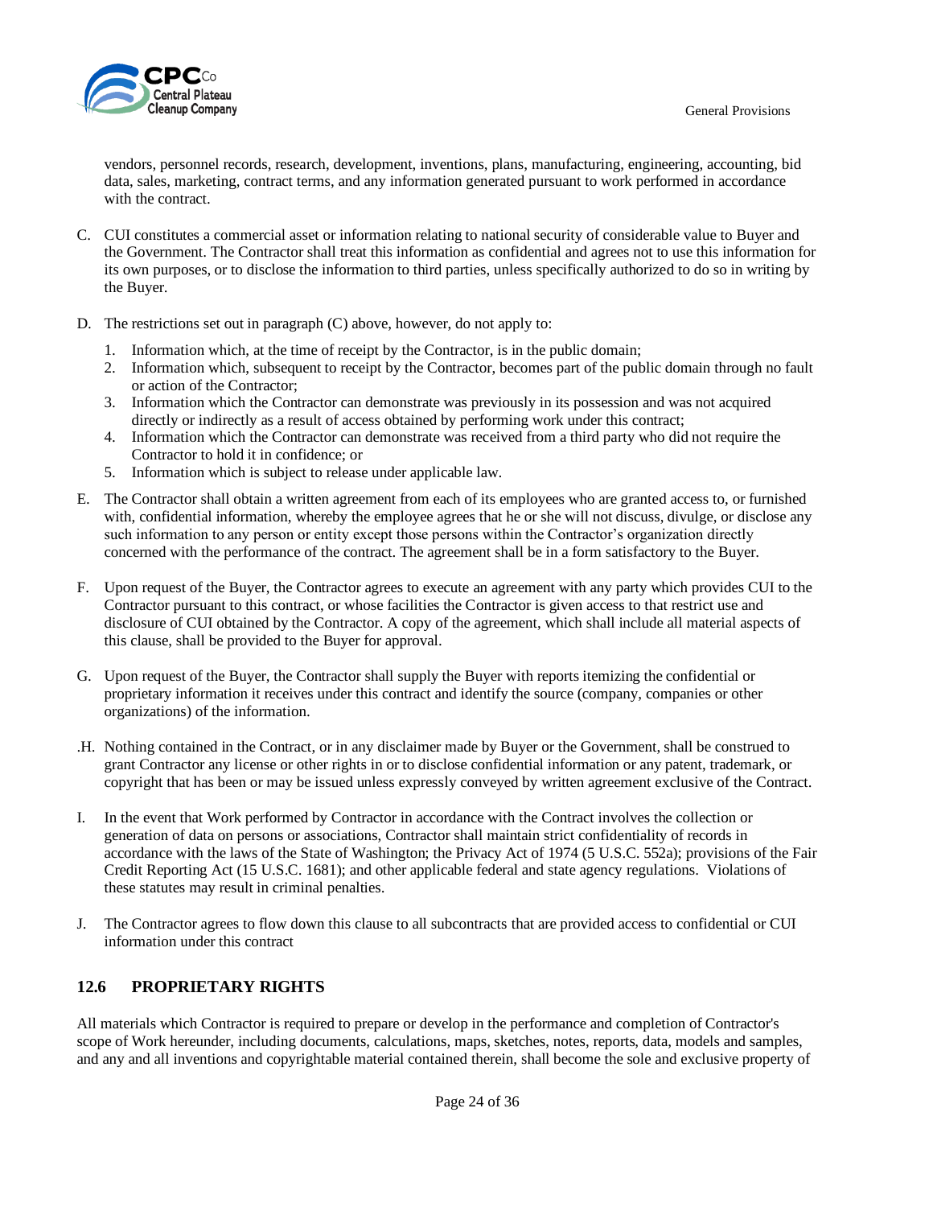vendors, personnel records, research, development, inventions, plans, manufacturing, engineering, accounting, bid data, sales, marketing, contract terms, and any information generated pursuant to work performed in accordance with the contract.

C. CUI constitutes a commercial asset or information relating to national security of considerable value to Buyer and the Government. The Contractor shall treat this information as confidential and agrees not to use this information for its own purposes, or to disclose the information to third parties, unless specifically authorized to do so in writing by the Buyer.

D. The restrictions set out in paragraph (C) above, however, do not apply to:

   1. Information which, at the time of receipt by the Contractor, is in the public domain;
   2. Information which, subsequent to receipt by the Contractor, becomes part of the public domain through no fault or action of the Contractor;
   3. Information which the Contractor can demonstrate was previously in its possession and was not acquired directly or indirectly as a result of access obtained by performing work under this contract;
   4. Information which the Contractor can demonstrate was received from a third party who did not require the Contractor to hold it in confidence; or
   5. Information which is subject to release under applicable law.

E. The Contractor shall obtain a written agreement from each of its employees who are granted access to, or furnished with, confidential information, whereby the employee agrees that he or she will not discuss, divulge, or disclose any such information to any person or entity except those persons within the Contractor's organization directly concerned with the performance of the contract. The agreement shall be in a form satisfactory to the Buyer.

F. Upon request of the Buyer, the Contractor agrees to execute an agreement with any party which provides CUI to the Contractor pursuant to this contract, or whose facilities the Contractor is given access to that restrict use and disclosure of CUI obtained by the Contractor. A copy of the agreement, which shall include all material aspects of this clause, shall be provided to the Buyer for approval.

G. Upon request of the Buyer, the Contractor shall supply the Buyer with reports itemizing the confidential or proprietary information it receives under this contract and identify the source (company, companies or other organizations) of the information.

.H. Nothing contained in the Contract, or in any disclaimer made by Buyer or the Government, shall be construed to grant Contractor any license or other rights in or to disclose confidential information or any patent, trademark, or copyright that has been or may be issued unless expressly conveyed by written agreement exclusive of the Contract.

I. In the event that Work performed by Contractor in accordance with the Contract involves the collection or generation of data on persons or associations, Contractor shall maintain strict confidentiality of records in accordance with the laws of the State of Washington; the Privacy Act of 1974 (5 U.S.C. 552a); provisions of the Fair Credit Reporting Act (15 U.S.C. 1681); and other applicable federal and state agency regulations. Violations of these statutes may result in criminal penalties.

J. The Contractor agrees to flow down this clause to all subcontracts that are provided access to confidential or CUI information under this contract

## 12.6 PROPRIETARY RIGHTS

All materials which Contractor is required to prepare or develop in the performance and completion of Contractor's scope of Work hereunder, including documents, calculations, maps, sketches, notes, reports, data, models and samples, and any and all inventions and copyrightable material contained therein, shall become the sole and exclusive property of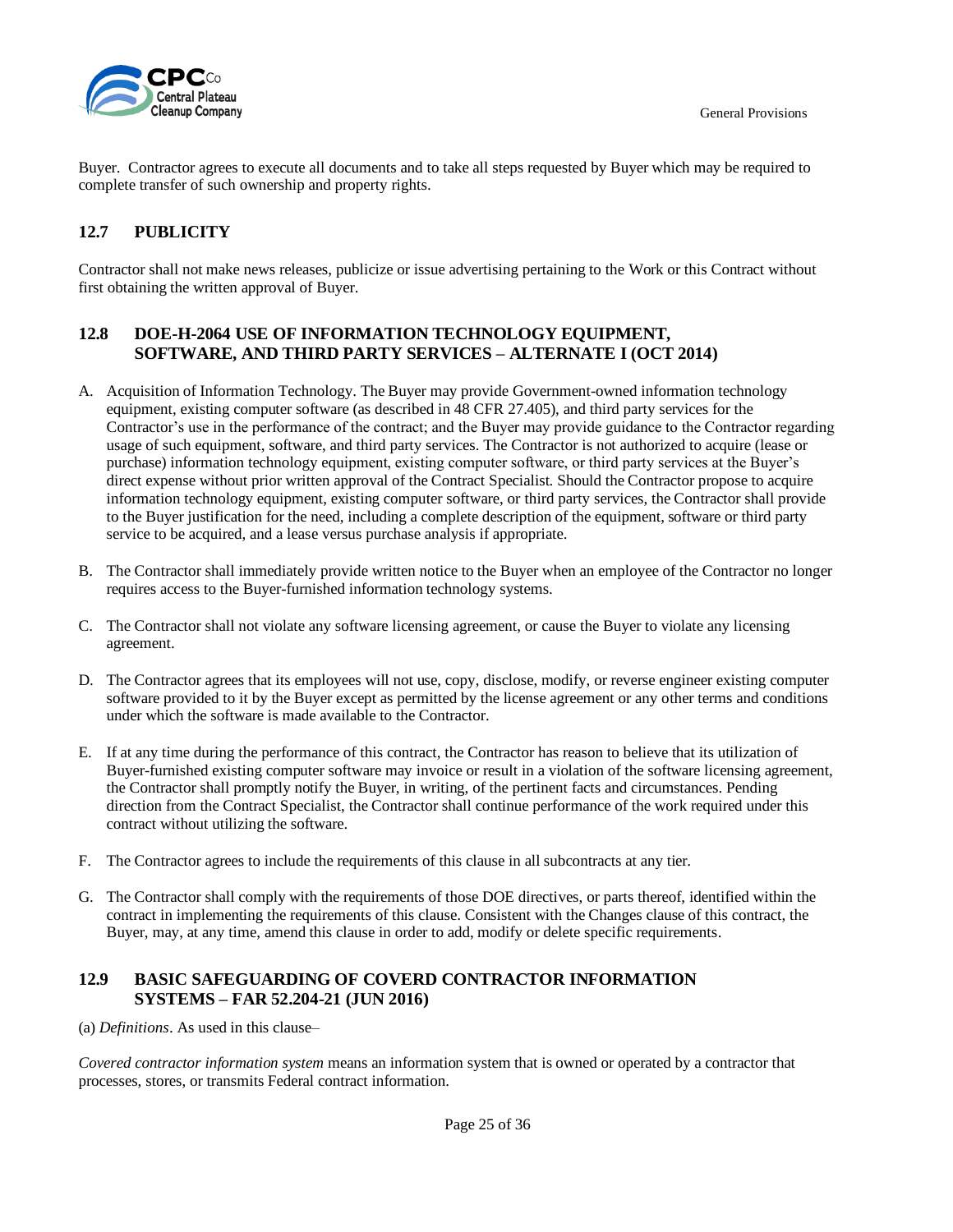Buyer. Contractor agrees to execute all documents and to take all steps requested by Buyer which may be required to complete transfer of such ownership and property rights.

## 12.7 PUBLICITY

Contractor shall not make news releases, publicize or issue advertising pertaining to the Work or this Contract without first obtaining the written approval of Buyer.

## 12.8 DOE-H-2064 USE OF INFORMATION TECHNOLOGY EQUIPMENT, SOFTWARE, AND THIRD PARTY SERVICES – ALTERNATE I (OCT 2014)

A. Acquisition of Information Technology. The Buyer may provide Government-owned information technology equipment, existing computer software (as described in 48 CFR 27.405), and third party services for the Contractor's use in the performance of the contract; and the Buyer may provide guidance to the Contractor regarding usage of such equipment, software, and third party services. The Contractor is not authorized to acquire (lease or purchase) information technology equipment, existing computer software, or third party services at the Buyer's direct expense without prior written approval of the Contract Specialist. Should the Contractor propose to acquire information technology equipment, existing computer software, or third party services, the Contractor shall provide to the Buyer justification for the need, including a complete description of the equipment, software or third party service to be acquired, and a lease versus purchase analysis if appropriate.

B. The Contractor shall immediately provide written notice to the Buyer when an employee of the Contractor no longer requires access to the Buyer-furnished information technology systems.

C. The Contractor shall not violate any software licensing agreement, or cause the Buyer to violate any licensing agreement.

D. The Contractor agrees that its employees will not use, copy, disclose, modify, or reverse engineer existing computer software provided to it by the Buyer except as permitted by the license agreement or any other terms and conditions under which the software is made available to the Contractor.

E. If at any time during the performance of this contract, the Contractor has reason to believe that its utilization of Buyer-furnished existing computer software may invoice or result in a violation of the software licensing agreement, the Contractor shall promptly notify the Buyer, in writing, of the pertinent facts and circumstances. Pending direction from the Contract Specialist, the Contractor shall continue performance of the work required under this contract without utilizing the software.

F. The Contractor agrees to include the requirements of this clause in all subcontracts at any tier.

G. The Contractor shall comply with the requirements of those DOE directives, or parts thereof, identified within the contract in implementing the requirements of this clause. Consistent with the Changes clause of this contract, the Buyer, may, at any time, amend this clause in order to add, modify or delete specific requirements.

## 12.9 BASIC SAFEGUARDING OF COVERD CONTRACTOR INFORMATION SYSTEMS – FAR 52.204-21 (JUN 2016)

(a) *Definitions*. As used in this clause–

*Covered contractor information system* means an information system that is owned or operated by a contractor that processes, stores, or transmits Federal contract information.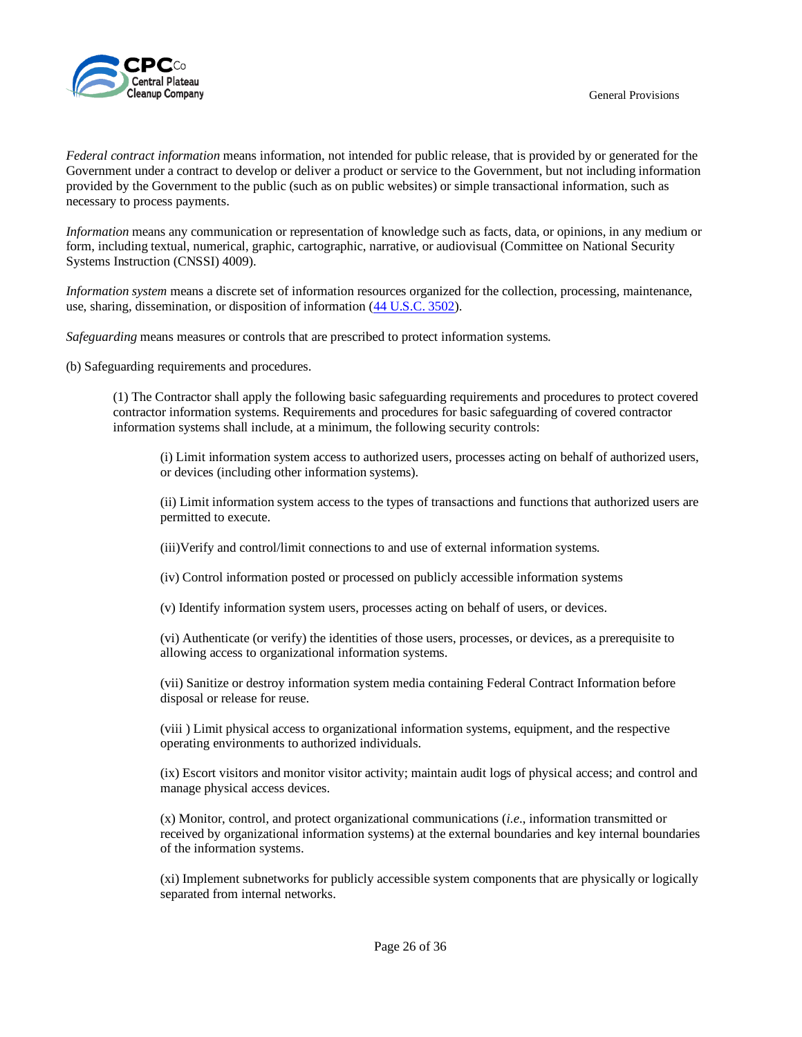*Federal contract information* means information, not intended for public release, that is provided by or generated for the Government under a contract to develop or deliver a product or service to the Government, but not including information provided by the Government to the public (such as on public websites) or simple transactional information, such as necessary to process payments.

*Information* means any communication or representation of knowledge such as facts, data, or opinions, in any medium or form, including textual, numerical, graphic, cartographic, narrative, or audiovisual (Committee on National Security Systems Instruction (CNSSI) 4009).

*Information system* means a discrete set of information resources organized for the collection, processing, maintenance, use, sharing, dissemination, or disposition of information (44 U.S.C. 3502).

*Safeguarding* means measures or controls that are prescribed to protect information systems.

(b) Safeguarding requirements and procedures.

(1) The Contractor shall apply the following basic safeguarding requirements and procedures to protect covered contractor information systems. Requirements and procedures for basic safeguarding of covered contractor information systems shall include, at a minimum, the following security controls:

(i) Limit information system access to authorized users, processes acting on behalf of authorized users, or devices (including other information systems).

(ii) Limit information system access to the types of transactions and functions that authorized users are permitted to execute.

(iii)Verify and control/limit connections to and use of external information systems.

(iv) Control information posted or processed on publicly accessible information systems

(v) Identify information system users, processes acting on behalf of users, or devices.

(vi) Authenticate (or verify) the identities of those users, processes, or devices, as a prerequisite to allowing access to organizational information systems.

(vii) Sanitize or destroy information system media containing Federal Contract Information before disposal or release for reuse.

(viii ) Limit physical access to organizational information systems, equipment, and the respective operating environments to authorized individuals.

(ix) Escort visitors and monitor visitor activity; maintain audit logs of physical access; and control and manage physical access devices.

(x) Monitor, control, and protect organizational communications (*i.e.*, information transmitted or received by organizational information systems) at the external boundaries and key internal boundaries of the information systems.

(xi) Implement subnetworks for publicly accessible system components that are physically or logically separated from internal networks.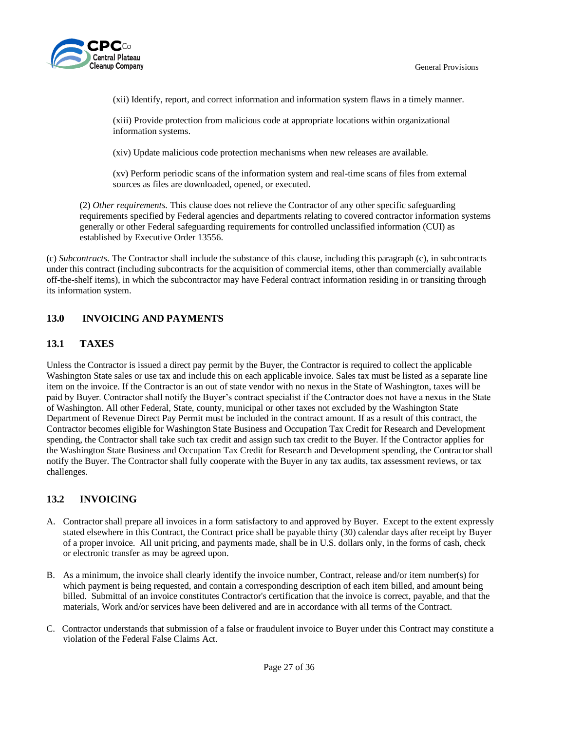(xii) Identify, report, and correct information and information system flaws in a timely manner.

(xiii) Provide protection from malicious code at appropriate locations within organizational information systems.

(xiv) Update malicious code protection mechanisms when new releases are available.

(xv) Perform periodic scans of the information system and real-time scans of files from external sources as files are downloaded, opened, or executed.

(2) *Other requirements.* This clause does not relieve the Contractor of any other specific safeguarding requirements specified by Federal agencies and departments relating to covered contractor information systems generally or other Federal safeguarding requirements for controlled unclassified information (CUI) as established by Executive Order 13556.

(c) *Subcontracts.* The Contractor shall include the substance of this clause, including this paragraph (c), in subcontracts under this contract (including subcontracts for the acquisition of commercial items, other than commercially available off-the-shelf items), in which the subcontractor may have Federal contract information residing in or transiting through its information system.

## 13.0 INVOICING AND PAYMENTS

### 13.1 TAXES

Unless the Contractor is issued a direct pay permit by the Buyer, the Contractor is required to collect the applicable Washington State sales or use tax and include this on each applicable invoice. Sales tax must be listed as a separate line item on the invoice. If the Contractor is an out of state vendor with no nexus in the State of Washington, taxes will be paid by Buyer. Contractor shall notify the Buyer's contract specialist if the Contractor does not have a nexus in the State of Washington. All other Federal, State, county, municipal or other taxes not excluded by the Washington State Department of Revenue Direct Pay Permit must be included in the contract amount. If as a result of this contract, the Contractor becomes eligible for Washington State Business and Occupation Tax Credit for Research and Development spending, the Contractor shall take such tax credit and assign such tax credit to the Buyer. If the Contractor applies for the Washington State Business and Occupation Tax Credit for Research and Development spending, the Contractor shall notify the Buyer. The Contractor shall fully cooperate with the Buyer in any tax audits, tax assessment reviews, or tax challenges.

### 13.2 INVOICING

A. Contractor shall prepare all invoices in a form satisfactory to and approved by Buyer. Except to the extent expressly stated elsewhere in this Contract, the Contract price shall be payable thirty (30) calendar days after receipt by Buyer of a proper invoice. All unit pricing, and payments made, shall be in U.S. dollars only, in the forms of cash, check or electronic transfer as may be agreed upon.

B. As a minimum, the invoice shall clearly identify the invoice number, Contract, release and/or item number(s) for which payment is being requested, and contain a corresponding description of each item billed, and amount being billed. Submittal of an invoice constitutes Contractor's certification that the invoice is correct, payable, and that the materials, Work and/or services have been delivered and are in accordance with all terms of the Contract.

C. Contractor understands that submission of a false or fraudulent invoice to Buyer under this Contract may constitute a violation of the Federal False Claims Act.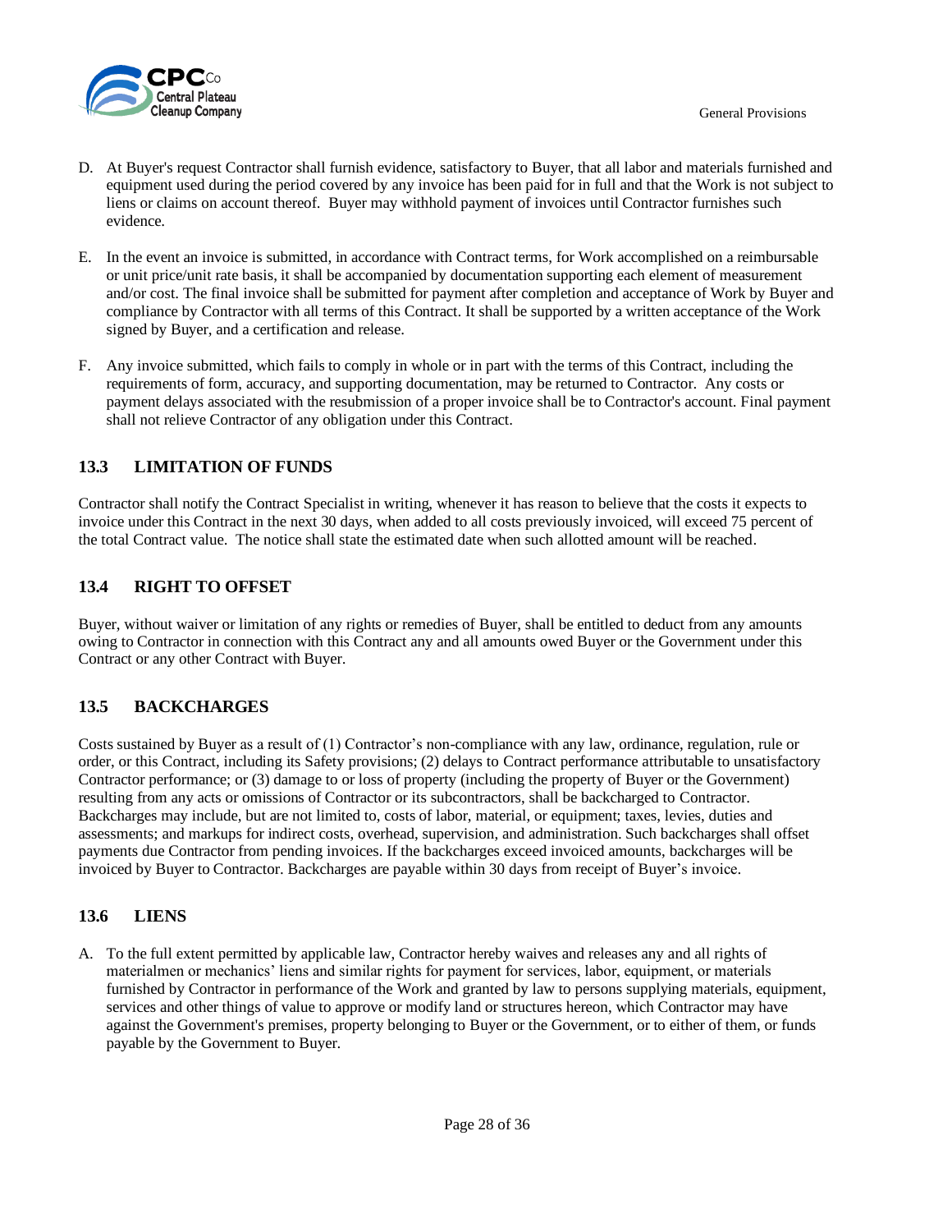D. At Buyer's request Contractor shall furnish evidence, satisfactory to Buyer, that all labor and materials furnished and equipment used during the period covered by any invoice has been paid for in full and that the Work is not subject to liens or claims on account thereof. Buyer may withhold payment of invoices until Contractor furnishes such evidence.

E. In the event an invoice is submitted, in accordance with Contract terms, for Work accomplished on a reimbursable or unit price/unit rate basis, it shall be accompanied by documentation supporting each element of measurement and/or cost. The final invoice shall be submitted for payment after completion and acceptance of Work by Buyer and compliance by Contractor with all terms of this Contract. It shall be supported by a written acceptance of the Work signed by Buyer, and a certification and release.

F. Any invoice submitted, which fails to comply in whole or in part with the terms of this Contract, including the requirements of form, accuracy, and supporting documentation, may be returned to Contractor. Any costs or payment delays associated with the resubmission of a proper invoice shall be to Contractor's account. Final payment shall not relieve Contractor of any obligation under this Contract.

## 13.3 LIMITATION OF FUNDS

Contractor shall notify the Contract Specialist in writing, whenever it has reason to believe that the costs it expects to invoice under this Contract in the next 30 days, when added to all costs previously invoiced, will exceed 75 percent of the total Contract value. The notice shall state the estimated date when such allotted amount will be reached.

## 13.4 RIGHT TO OFFSET

Buyer, without waiver or limitation of any rights or remedies of Buyer, shall be entitled to deduct from any amounts owing to Contractor in connection with this Contract any and all amounts owed Buyer or the Government under this Contract or any other Contract with Buyer.

## 13.5 BACKCHARGES

Costs sustained by Buyer as a result of (1) Contractor's non-compliance with any law, ordinance, regulation, rule or order, or this Contract, including its Safety provisions; (2) delays to Contract performance attributable to unsatisfactory Contractor performance; or (3) damage to or loss of property (including the property of Buyer or the Government) resulting from any acts or omissions of Contractor or its subcontractors, shall be backcharged to Contractor. Backcharges may include, but are not limited to, costs of labor, material, or equipment; taxes, levies, duties and assessments; and markups for indirect costs, overhead, supervision, and administration. Such backcharges shall offset payments due Contractor from pending invoices. If the backcharges exceed invoiced amounts, backcharges will be invoiced by Buyer to Contractor. Backcharges are payable within 30 days from receipt of Buyer's invoice.

## 13.6 LIENS

A. To the full extent permitted by applicable law, Contractor hereby waives and releases any and all rights of materialmen or mechanics' liens and similar rights for payment for services, labor, equipment, or materials furnished by Contractor in performance of the Work and granted by law to persons supplying materials, equipment, services and other things of value to approve or modify land or structures hereon, which Contractor may have against the Government's premises, property belonging to Buyer or the Government, or to either of them, or funds payable by the Government to Buyer.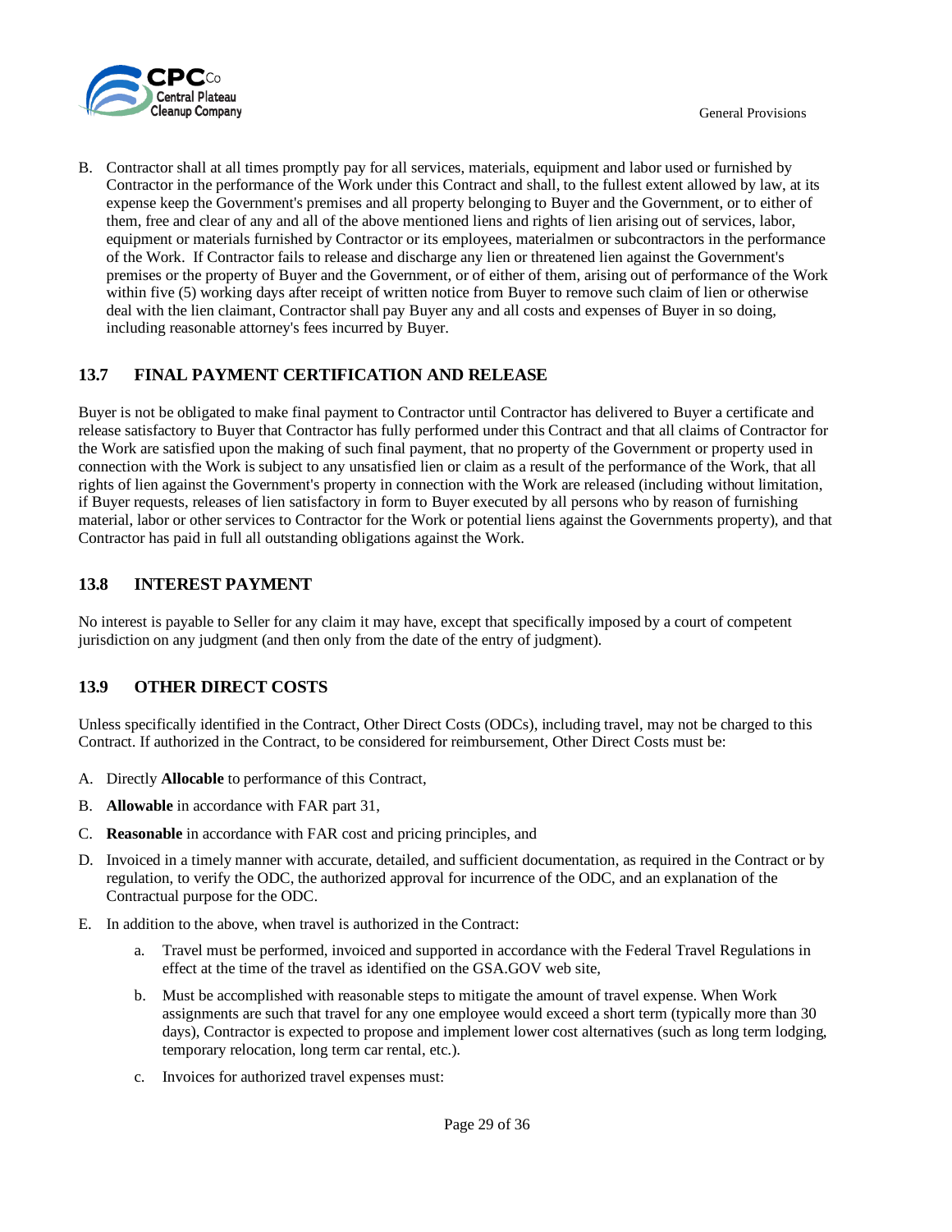B. Contractor shall at all times promptly pay for all services, materials, equipment and labor used or furnished by Contractor in the performance of the Work under this Contract and shall, to the fullest extent allowed by law, at its expense keep the Government's premises and all property belonging to Buyer and the Government, or to either of them, free and clear of any and all of the above mentioned liens and rights of lien arising out of services, labor, equipment or materials furnished by Contractor or its employees, materialmen or subcontractors in the performance of the Work. If Contractor fails to release and discharge any lien or threatened lien against the Government's premises or the property of Buyer and the Government, or of either of them, arising out of performance of the Work within five (5) working days after receipt of written notice from Buyer to remove such claim of lien or otherwise deal with the lien claimant, Contractor shall pay Buyer any and all costs and expenses of Buyer in so doing, including reasonable attorney's fees incurred by Buyer.

## 13.7 FINAL PAYMENT CERTIFICATION AND RELEASE

Buyer is not be obligated to make final payment to Contractor until Contractor has delivered to Buyer a certificate and release satisfactory to Buyer that Contractor has fully performed under this Contract and that all claims of Contractor for the Work are satisfied upon the making of such final payment, that no property of the Government or property used in connection with the Work is subject to any unsatisfied lien or claim as a result of the performance of the Work, that all rights of lien against the Government's property in connection with the Work are released (including without limitation, if Buyer requests, releases of lien satisfactory in form to Buyer executed by all persons who by reason of furnishing material, labor or other services to Contractor for the Work or potential liens against the Governments property), and that Contractor has paid in full all outstanding obligations against the Work.

## 13.8 INTEREST PAYMENT

No interest is payable to Seller for any claim it may have, except that specifically imposed by a court of competent jurisdiction on any judgment (and then only from the date of the entry of judgment).

## 13.9 OTHER DIRECT COSTS

Unless specifically identified in the Contract, Other Direct Costs (ODCs), including travel, may not be charged to this Contract. If authorized in the Contract, to be considered for reimbursement, Other Direct Costs must be:

A. Directly **Allocable** to performance of this Contract,

B. **Allowable** in accordance with FAR part 31,

C. **Reasonable** in accordance with FAR cost and pricing principles, and

D. Invoiced in a timely manner with accurate, detailed, and sufficient documentation, as required in the Contract or by regulation, to verify the ODC, the authorized approval for incurrence of the ODC, and an explanation of the Contractual purpose for the ODC.

E. In addition to the above, when travel is authorized in the Contract:

   a. Travel must be performed, invoiced and supported in accordance with the Federal Travel Regulations in effect at the time of the travel as identified on the GSA.GOV web site,

   b. Must be accomplished with reasonable steps to mitigate the amount of travel expense. When Work assignments are such that travel for any one employee would exceed a short term (typically more than 30 days), Contractor is expected to propose and implement lower cost alternatives (such as long term lodging, temporary relocation, long term car rental, etc.).

   c. Invoices for authorized travel expenses must: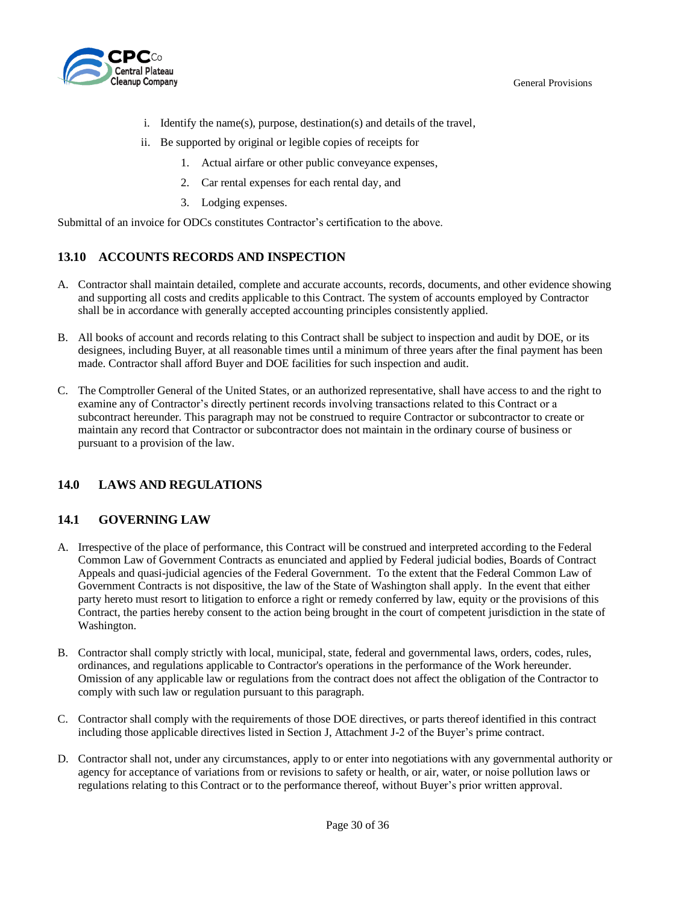i. Identify the name(s), purpose, destination(s) and details of the travel,

   ii. Be supported by original or legible copies of receipts for

      1. Actual airfare or other public conveyance expenses,

      2. Car rental expenses for each rental day, and

      3. Lodging expenses.

Submittal of an invoice for ODCs constitutes Contractor's certification to the above.

## 13.10 ACCOUNTS RECORDS AND INSPECTION

A. Contractor shall maintain detailed, complete and accurate accounts, records, documents, and other evidence showing and supporting all costs and credits applicable to this Contract. The system of accounts employed by Contractor shall be in accordance with generally accepted accounting principles consistently applied.

B. All books of account and records relating to this Contract shall be subject to inspection and audit by DOE, or its designees, including Buyer, at all reasonable times until a minimum of three years after the final payment has been made. Contractor shall afford Buyer and DOE facilities for such inspection and audit.

C. The Comptroller General of the United States, or an authorized representative, shall have access to and the right to examine any of Contractor's directly pertinent records involving transactions related to this Contract or a subcontract hereunder. This paragraph may not be construed to require Contractor or subcontractor to create or maintain any record that Contractor or subcontractor does not maintain in the ordinary course of business or pursuant to a provision of the law.

## 14.0 LAWS AND REGULATIONS

## 14.1 GOVERNING LAW

A. Irrespective of the place of performance, this Contract will be construed and interpreted according to the Federal Common Law of Government Contracts as enunciated and applied by Federal judicial bodies, Boards of Contract Appeals and quasi-judicial agencies of the Federal Government. To the extent that the Federal Common Law of Government Contracts is not dispositive, the law of the State of Washington shall apply. In the event that either party hereto must resort to litigation to enforce a right or remedy conferred by law, equity or the provisions of this Contract, the parties hereby consent to the action being brought in the court of competent jurisdiction in the state of Washington.

B. Contractor shall comply strictly with local, municipal, state, federal and governmental laws, orders, codes, rules, ordinances, and regulations applicable to Contractor's operations in the performance of the Work hereunder. Omission of any applicable law or regulations from the contract does not affect the obligation of the Contractor to comply with such law or regulation pursuant to this paragraph.

C. Contractor shall comply with the requirements of those DOE directives, or parts thereof identified in this contract including those applicable directives listed in Section J, Attachment J-2 of the Buyer's prime contract.

D. Contractor shall not, under any circumstances, apply to or enter into negotiations with any governmental authority or agency for acceptance of variations from or revisions to safety or health, or air, water, or noise pollution laws or regulations relating to this Contract or to the performance thereof, without Buyer's prior written approval.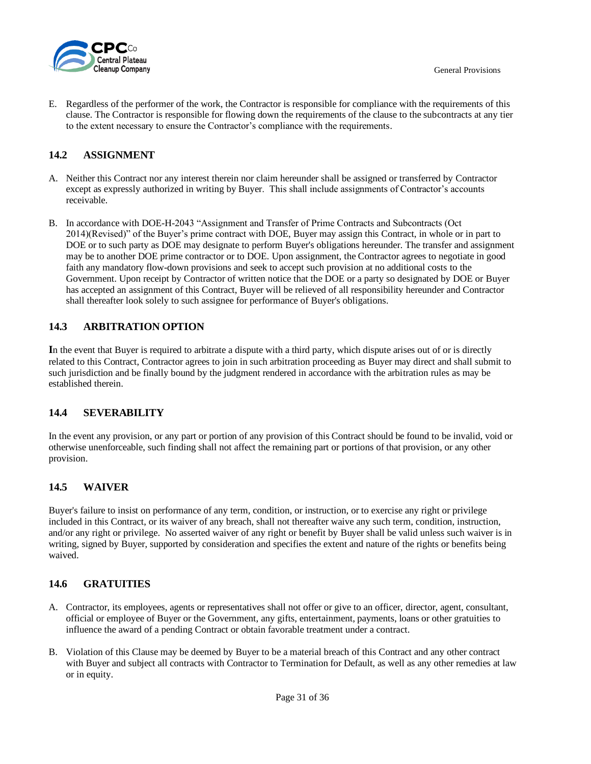E. Regardless of the performer of the work, the Contractor is responsible for compliance with the requirements of this clause. The Contractor is responsible for flowing down the requirements of the clause to the subcontracts at any tier to the extent necessary to ensure the Contractor's compliance with the requirements.

## 14.2 ASSIGNMENT

A. Neither this Contract nor any interest therein nor claim hereunder shall be assigned or transferred by Contractor except as expressly authorized in writing by Buyer. This shall include assignments of Contractor's accounts receivable.

B. In accordance with DOE-H-2043 "Assignment and Transfer of Prime Contracts and Subcontracts (Oct 2014)(Revised)" of the Buyer's prime contract with DOE, Buyer may assign this Contract, in whole or in part to DOE or to such party as DOE may designate to perform Buyer's obligations hereunder. The transfer and assignment may be to another DOE prime contractor or to DOE. Upon assignment, the Contractor agrees to negotiate in good faith any mandatory flow-down provisions and seek to accept such provision at no additional costs to the Government. Upon receipt by Contractor of written notice that the DOE or a party so designated by DOE or Buyer has accepted an assignment of this Contract, Buyer will be relieved of all responsibility hereunder and Contractor shall thereafter look solely to such assignee for performance of Buyer's obligations.

## 14.3 ARBITRATION OPTION

**I**n the event that Buyer is required to arbitrate a dispute with a third party, which dispute arises out of or is directly related to this Contract, Contractor agrees to join in such arbitration proceeding as Buyer may direct and shall submit to such jurisdiction and be finally bound by the judgment rendered in accordance with the arbitration rules as may be established therein.

## 14.4 SEVERABILITY

In the event any provision, or any part or portion of any provision of this Contract should be found to be invalid, void or otherwise unenforceable, such finding shall not affect the remaining part or portions of that provision, or any other provision.

## 14.5 WAIVER

Buyer's failure to insist on performance of any term, condition, or instruction, or to exercise any right or privilege included in this Contract, or its waiver of any breach, shall not thereafter waive any such term, condition, instruction, and/or any right or privilege. No asserted waiver of any right or benefit by Buyer shall be valid unless such waiver is in writing, signed by Buyer, supported by consideration and specifies the extent and nature of the rights or benefits being waived.

## 14.6 GRATUITIES

A. Contractor, its employees, agents or representatives shall not offer or give to an officer, director, agent, consultant, official or employee of Buyer or the Government, any gifts, entertainment, payments, loans or other gratuities to influence the award of a pending Contract or obtain favorable treatment under a contract.

B. Violation of this Clause may be deemed by Buyer to be a material breach of this Contract and any other contract with Buyer and subject all contracts with Contractor to Termination for Default, as well as any other remedies at law or in equity.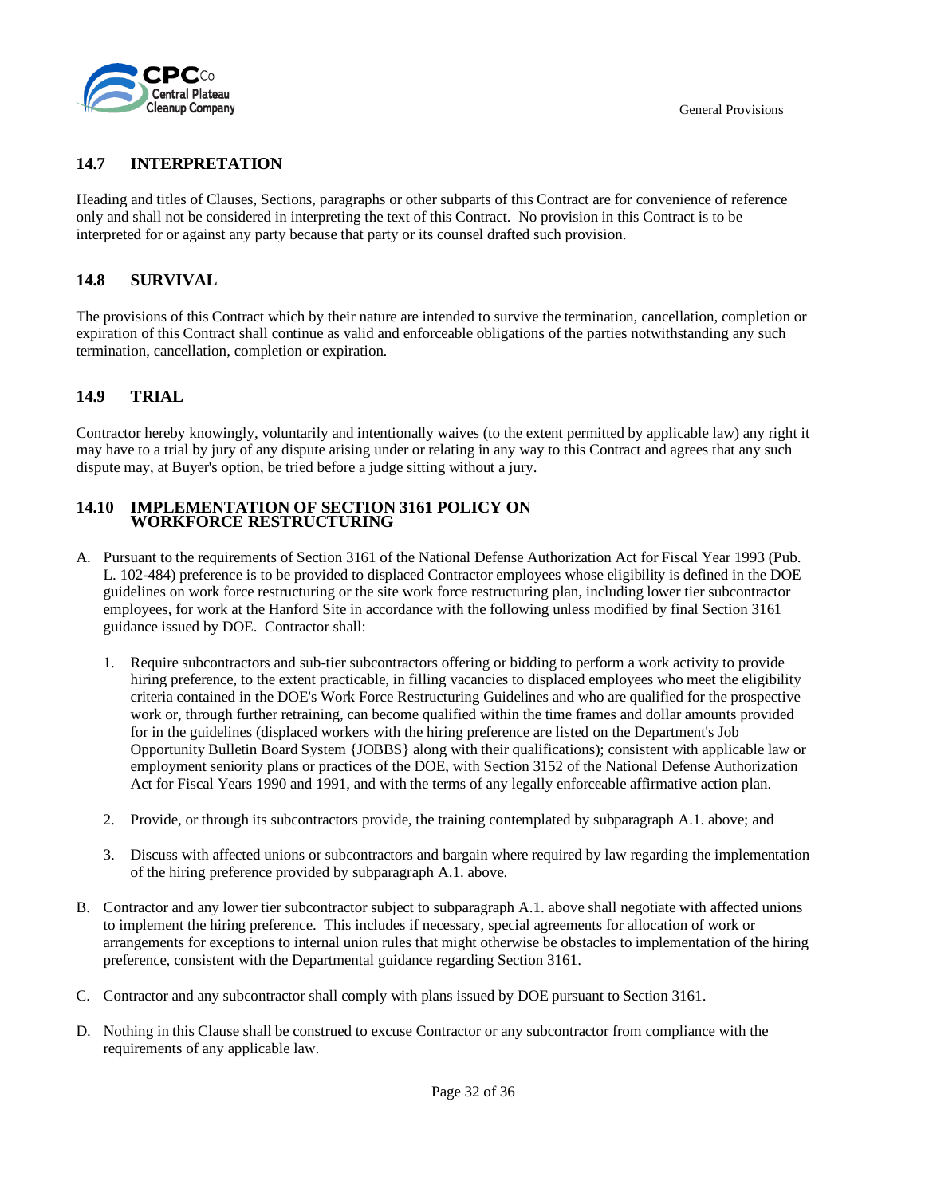## 14.7 INTERPRETATION

Heading and titles of Clauses, Sections, paragraphs or other subparts of this Contract are for convenience of reference only and shall not be considered in interpreting the text of this Contract. No provision in this Contract is to be interpreted for or against any party because that party or its counsel drafted such provision.

## 14.8 SURVIVAL

The provisions of this Contract which by their nature are intended to survive the termination, cancellation, completion or expiration of this Contract shall continue as valid and enforceable obligations of the parties notwithstanding any such termination, cancellation, completion or expiration.

## 14.9 TRIAL

Contractor hereby knowingly, voluntarily and intentionally waives (to the extent permitted by applicable law) any right it may have to a trial by jury of any dispute arising under or relating in any way to this Contract and agrees that any such dispute may, at Buyer's option, be tried before a judge sitting without a jury.

## 14.10 IMPLEMENTATION OF SECTION 3161 POLICY ON WORKFORCE RESTRUCTURING

A. Pursuant to the requirements of Section 3161 of the National Defense Authorization Act for Fiscal Year 1993 (Pub. L. 102-484) preference is to be provided to displaced Contractor employees whose eligibility is defined in the DOE guidelines on work force restructuring or the site work force restructuring plan, including lower tier subcontractor employees, for work at the Hanford Site in accordance with the following unless modified by final Section 3161 guidance issued by DOE. Contractor shall:

   1. Require subcontractors and sub-tier subcontractors offering or bidding to perform a work activity to provide hiring preference, to the extent practicable, in filling vacancies to displaced employees who meet the eligibility criteria contained in the DOE's Work Force Restructuring Guidelines and who are qualified for the prospective work or, through further retraining, can become qualified within the time frames and dollar amounts provided for in the guidelines (displaced workers with the hiring preference are listed on the Department's Job Opportunity Bulletin Board System {JOBBS} along with their qualifications); consistent with applicable law or employment seniority plans or practices of the DOE, with Section 3152 of the National Defense Authorization Act for Fiscal Years 1990 and 1991, and with the terms of any legally enforceable affirmative action plan.

   2. Provide, or through its subcontractors provide, the training contemplated by subparagraph A.1. above; and

   3. Discuss with affected unions or subcontractors and bargain where required by law regarding the implementation of the hiring preference provided by subparagraph A.1. above.

B. Contractor and any lower tier subcontractor subject to subparagraph A.1. above shall negotiate with affected unions to implement the hiring preference. This includes if necessary, special agreements for allocation of work or arrangements for exceptions to internal union rules that might otherwise be obstacles to implementation of the hiring preference, consistent with the Departmental guidance regarding Section 3161.

C. Contractor and any subcontractor shall comply with plans issued by DOE pursuant to Section 3161.

D. Nothing in this Clause shall be construed to excuse Contractor or any subcontractor from compliance with the requirements of any applicable law.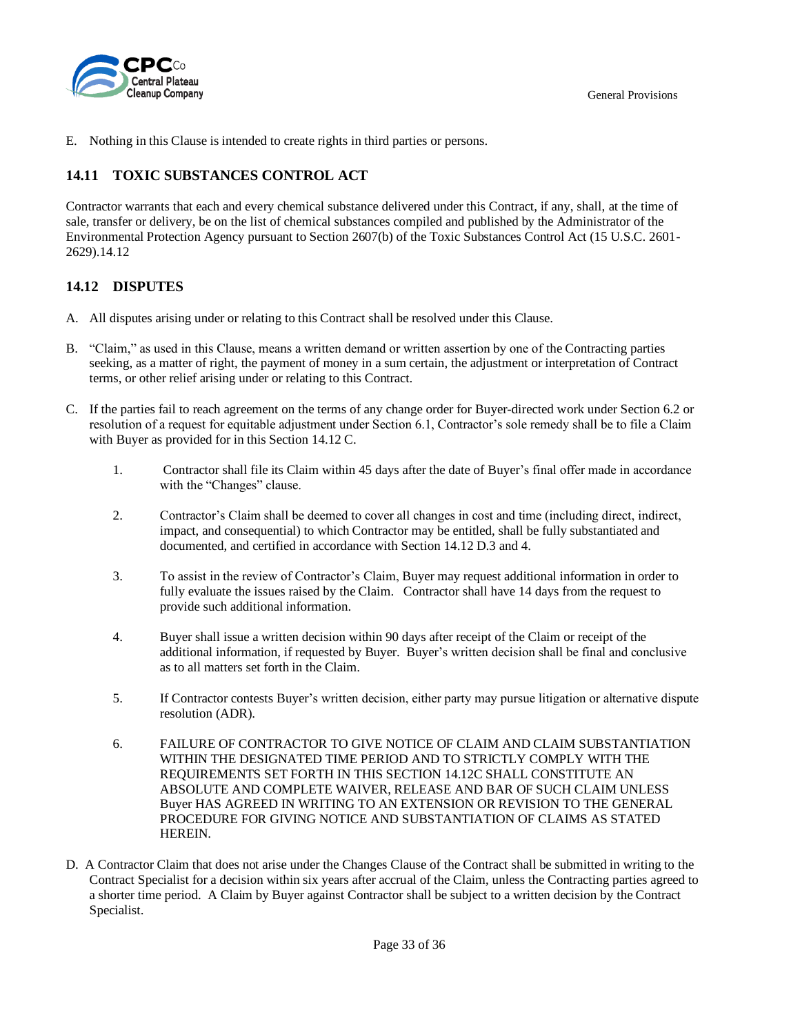E. Nothing in this Clause is intended to create rights in third parties or persons.

## 14.11 TOXIC SUBSTANCES CONTROL ACT

Contractor warrants that each and every chemical substance delivered under this Contract, if any, shall, at the time of sale, transfer or delivery, be on the list of chemical substances compiled and published by the Administrator of the Environmental Protection Agency pursuant to Section 2607(b) of the Toxic Substances Control Act (15 U.S.C. 2601-2629).14.12

## 14.12 DISPUTES

A. All disputes arising under or relating to this Contract shall be resolved under this Clause.

B. "Claim," as used in this Clause, means a written demand or written assertion by one of the Contracting parties seeking, as a matter of right, the payment of money in a sum certain, the adjustment or interpretation of Contract terms, or other relief arising under or relating to this Contract.

C. If the parties fail to reach agreement on the terms of any change order for Buyer-directed work under Section 6.2 or resolution of a request for equitable adjustment under Section 6.1, Contractor's sole remedy shall be to file a Claim with Buyer as provided for in this Section 14.12 C.

1. Contractor shall file its Claim within 45 days after the date of Buyer's final offer made in accordance with the "Changes" clause.

2. Contractor's Claim shall be deemed to cover all changes in cost and time (including direct, indirect, impact, and consequential) to which Contractor may be entitled, shall be fully substantiated and documented, and certified in accordance with Section 14.12 D.3 and 4.

3. To assist in the review of Contractor's Claim, Buyer may request additional information in order to fully evaluate the issues raised by the Claim. Contractor shall have 14 days from the request to provide such additional information.

4. Buyer shall issue a written decision within 90 days after receipt of the Claim or receipt of the additional information, if requested by Buyer. Buyer's written decision shall be final and conclusive as to all matters set forth in the Claim.

5. If Contractor contests Buyer's written decision, either party may pursue litigation or alternative dispute resolution (ADR).

6. FAILURE OF CONTRACTOR TO GIVE NOTICE OF CLAIM AND CLAIM SUBSTANTIATION WITHIN THE DESIGNATED TIME PERIOD AND TO STRICTLY COMPLY WITH THE REQUIREMENTS SET FORTH IN THIS SECTION 14.12C SHALL CONSTITUTE AN ABSOLUTE AND COMPLETE WAIVER, RELEASE AND BAR OF SUCH CLAIM UNLESS Buyer HAS AGREED IN WRITING TO AN EXTENSION OR REVISION TO THE GENERAL PROCEDURE FOR GIVING NOTICE AND SUBSTANTIATION OF CLAIMS AS STATED HEREIN.

D. A Contractor Claim that does not arise under the Changes Clause of the Contract shall be submitted in writing to the Contract Specialist for a decision within six years after accrual of the Claim, unless the Contracting parties agreed to a shorter time period. A Claim by Buyer against Contractor shall be subject to a written decision by the Contract Specialist.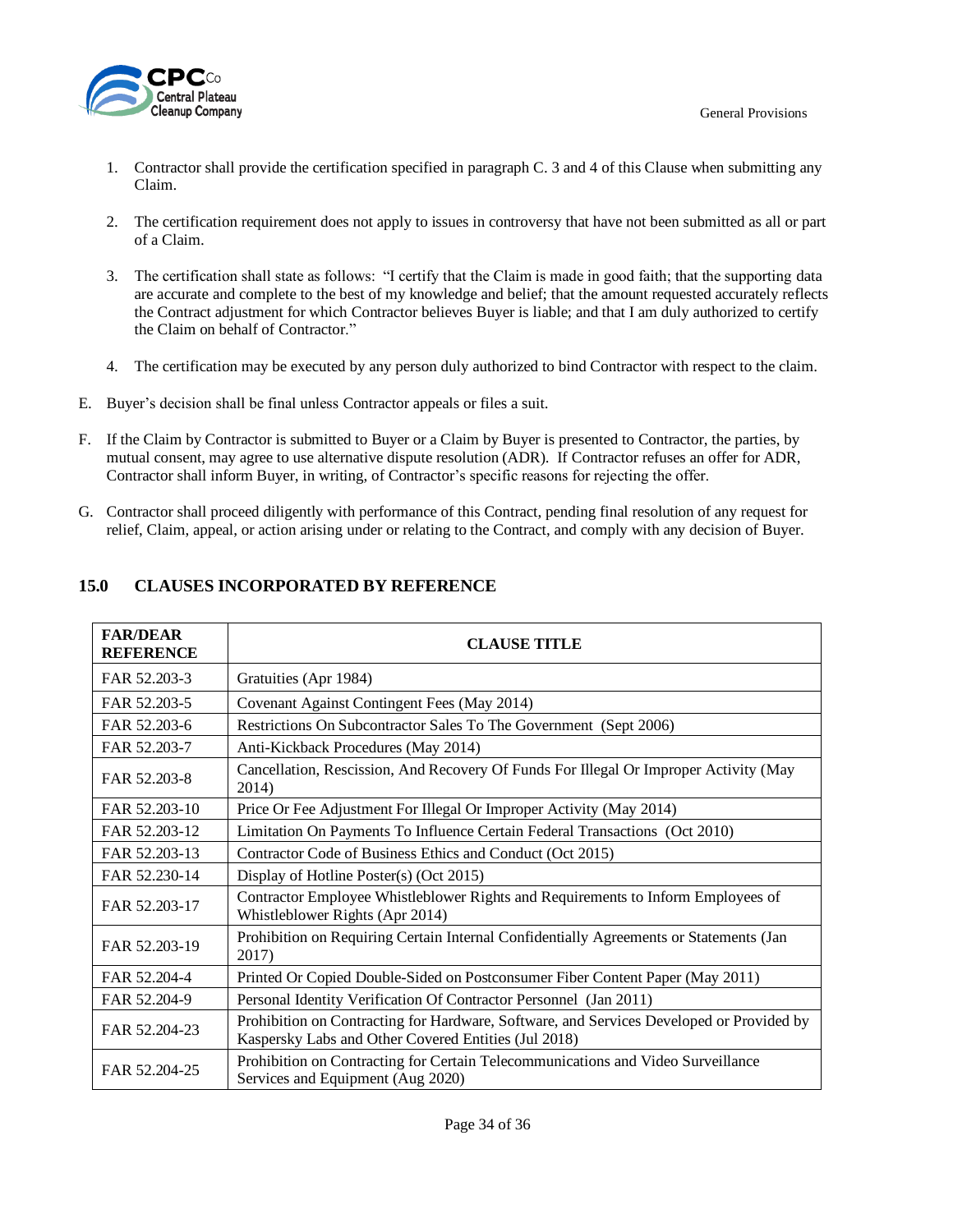1. Contractor shall provide the certification specified in paragraph C. 3 and 4 of this Clause when submitting any Claim.

2. The certification requirement does not apply to issues in controversy that have not been submitted as all or part of a Claim.

3. The certification shall state as follows: "I certify that the Claim is made in good faith; that the supporting data are accurate and complete to the best of my knowledge and belief; that the amount requested accurately reflects the Contract adjustment for which Contractor believes Buyer is liable; and that I am duly authorized to certify the Claim on behalf of Contractor."

4. The certification may be executed by any person duly authorized to bind Contractor with respect to the claim.

E. Buyer's decision shall be final unless Contractor appeals or files a suit.

F. If the Claim by Contractor is submitted to Buyer or a Claim by Buyer is presented to Contractor, the parties, by mutual consent, may agree to use alternative dispute resolution (ADR). If Contractor refuses an offer for ADR, Contractor shall inform Buyer, in writing, of Contractor's specific reasons for rejecting the offer.

G. Contractor shall proceed diligently with performance of this Contract, pending final resolution of any request for relief, Claim, appeal, or action arising under or relating to the Contract, and comply with any decision of Buyer.

## 15.0 CLAUSES INCORPORATED BY REFERENCE

| FAR/DEAR REFERENCE | CLAUSE TITLE |
|---|---|
| FAR 52.203-3 | Gratuities (Apr 1984) |
| FAR 52.203-5 | Covenant Against Contingent Fees (May 2014) |
| FAR 52.203-6 | Restrictions On Subcontractor Sales To The Government (Sept 2006) |
| FAR 52.203-7 | Anti-Kickback Procedures (May 2014) |
| FAR 52.203-8 | Cancellation, Rescission, And Recovery Of Funds For Illegal Or Improper Activity (May 2014) |
| FAR 52.203-10 | Price Or Fee Adjustment For Illegal Or Improper Activity (May 2014) |
| FAR 52.203-12 | Limitation On Payments To Influence Certain Federal Transactions (Oct 2010) |
| FAR 52.203-13 | Contractor Code of Business Ethics and Conduct (Oct 2015) |
| FAR 52.230-14 | Display of Hotline Poster(s) (Oct 2015) |
| FAR 52.203-17 | Contractor Employee Whistleblower Rights and Requirements to Inform Employees of Whistleblower Rights (Apr 2014) |
| FAR 52.203-19 | Prohibition on Requiring Certain Internal Confidentially Agreements or Statements (Jan 2017) |
| FAR 52.204-4 | Printed Or Copied Double-Sided on Postconsumer Fiber Content Paper (May 2011) |
| FAR 52.204-9 | Personal Identity Verification Of Contractor Personnel (Jan 2011) |
| FAR 52.204-23 | Prohibition on Contracting for Hardware, Software, and Services Developed or Provided by Kaspersky Labs and Other Covered Entities (Jul 2018) |
| FAR 52.204-25 | Prohibition on Contracting for Certain Telecommunications and Video Surveillance Services and Equipment (Aug 2020) |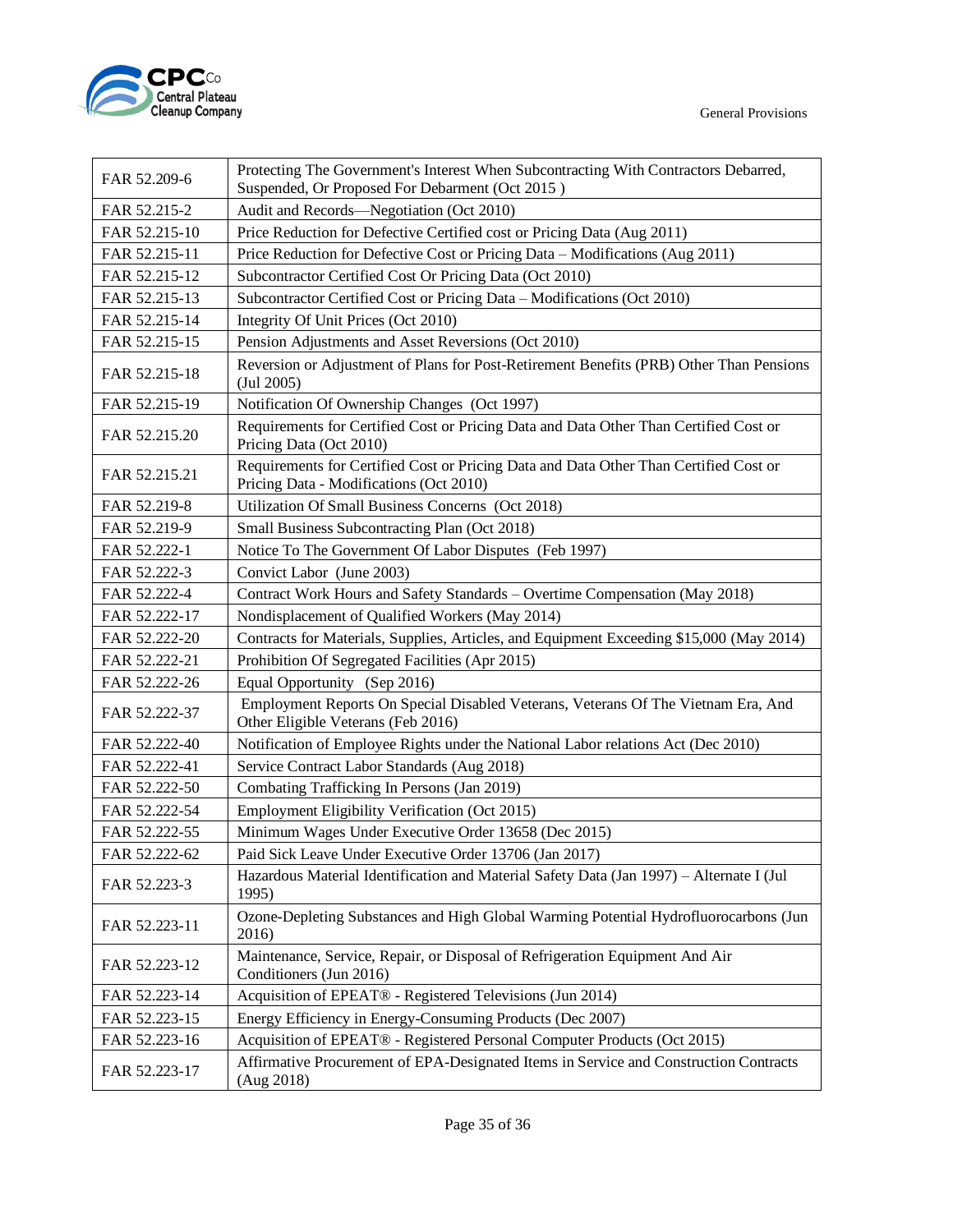| FAR 52.209-6 | Protecting The Government's Interest When Subcontracting With Contractors Debarred, Suspended, Or Proposed For Debarment (Oct 2015 ) |
|---|---|
| FAR 52.215-2 | Audit and Records—Negotiation (Oct 2010) |
| FAR 52.215-10 | Price Reduction for Defective Certified cost or Pricing Data (Aug 2011) |
| FAR 52.215-11 | Price Reduction for Defective Cost or Pricing Data – Modifications (Aug 2011) |
| FAR 52.215-12 | Subcontractor Certified Cost Or Pricing Data (Oct 2010) |
| FAR 52.215-13 | Subcontractor Certified Cost or Pricing Data – Modifications (Oct 2010) |
| FAR 52.215-14 | Integrity Of Unit Prices (Oct 2010) |
| FAR 52.215-15 | Pension Adjustments and Asset Reversions (Oct 2010) |
| FAR 52.215-18 | Reversion or Adjustment of Plans for Post-Retirement Benefits (PRB) Other Than Pensions (Jul 2005) |
| FAR 52.215-19 | Notification Of Ownership Changes (Oct 1997) |
| FAR 52.215.20 | Requirements for Certified Cost or Pricing Data and Data Other Than Certified Cost or Pricing Data (Oct 2010) |
| FAR 52.215.21 | Requirements for Certified Cost or Pricing Data and Data Other Than Certified Cost or Pricing Data - Modifications (Oct 2010) |
| FAR 52.219-8 | Utilization Of Small Business Concerns (Oct 2018) |
| FAR 52.219-9 | Small Business Subcontracting Plan (Oct 2018) |
| FAR 52.222-1 | Notice To The Government Of Labor Disputes (Feb 1997) |
| FAR 52.222-3 | Convict Labor (June 2003) |
| FAR 52.222-4 | Contract Work Hours and Safety Standards – Overtime Compensation (May 2018) |
| FAR 52.222-17 | Nondisplacement of Qualified Workers (May 2014) |
| FAR 52.222-20 | Contracts for Materials, Supplies, Articles, and Equipment Exceeding $15,000 (May 2014) |
| FAR 52.222-21 | Prohibition Of Segregated Facilities (Apr 2015) |
| FAR 52.222-26 | Equal Opportunity (Sep 2016) |
| FAR 52.222-37 | Employment Reports On Special Disabled Veterans, Veterans Of The Vietnam Era, And Other Eligible Veterans (Feb 2016) |
| FAR 52.222-40 | Notification of Employee Rights under the National Labor relations Act (Dec 2010) |
| FAR 52.222-41 | Service Contract Labor Standards (Aug 2018) |
| FAR 52.222-50 | Combating Trafficking In Persons (Jan 2019) |
| FAR 52.222-54 | Employment Eligibility Verification (Oct 2015) |
| FAR 52.222-55 | Minimum Wages Under Executive Order 13658 (Dec 2015) |
| FAR 52.222-62 | Paid Sick Leave Under Executive Order 13706 (Jan 2017) |
| FAR 52.223-3 | Hazardous Material Identification and Material Safety Data (Jan 1997) – Alternate I (Jul 1995) |
| FAR 52.223-11 | Ozone-Depleting Substances and High Global Warming Potential Hydrofluorocarbons (Jun 2016) |
| FAR 52.223-12 | Maintenance, Service, Repair, or Disposal of Refrigeration Equipment And Air Conditioners (Jun 2016) |
| FAR 52.223-14 | Acquisition of EPEAT® - Registered Televisions (Jun 2014) |
| FAR 52.223-15 | Energy Efficiency in Energy-Consuming Products (Dec 2007) |
| FAR 52.223-16 | Acquisition of EPEAT® - Registered Personal Computer Products (Oct 2015) |
| FAR 52.223-17 | Affirmative Procurement of EPA-Designated Items in Service and Construction Contracts (Aug 2018) |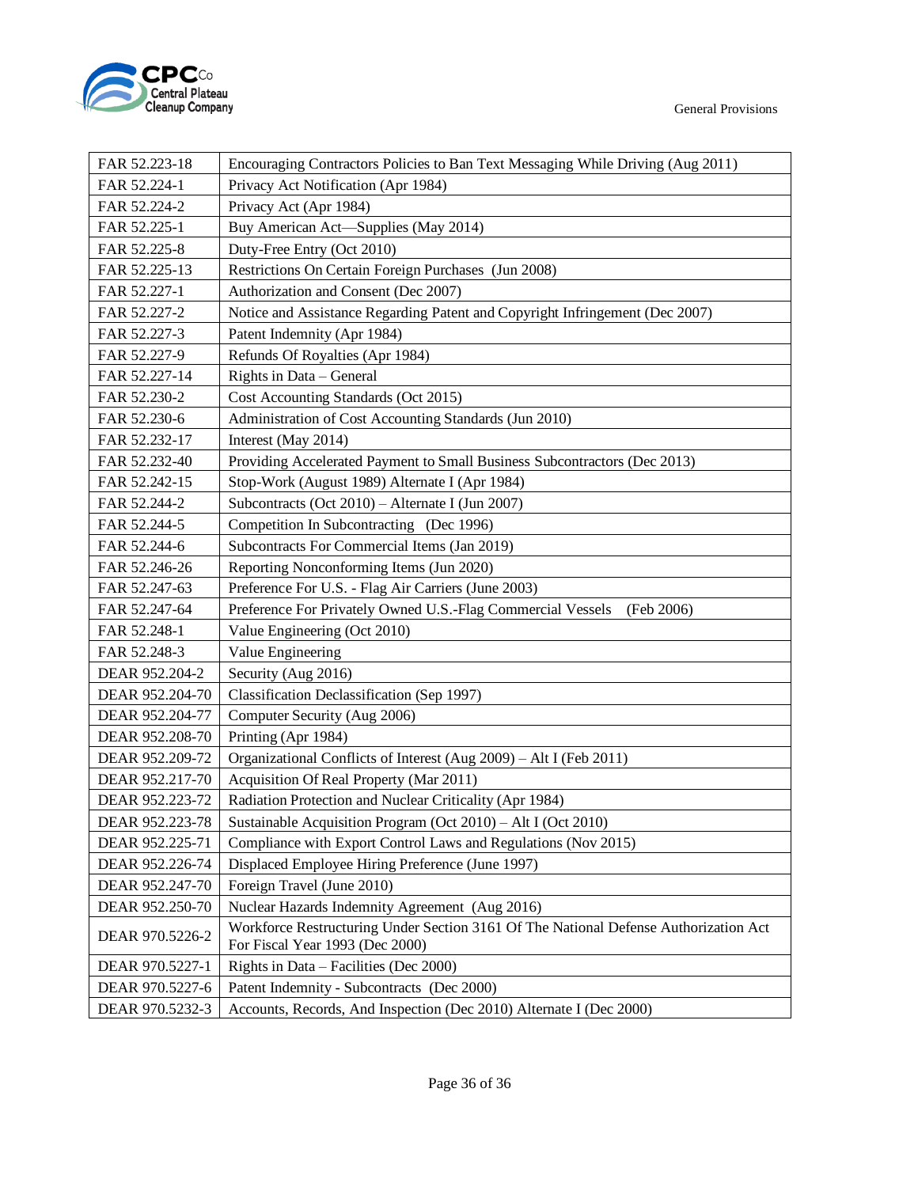| | |
|---|---|
| FAR 52.223-18 | Encouraging Contractors Policies to Ban Text Messaging While Driving (Aug 2011) |
| FAR 52.224-1 | Privacy Act Notification (Apr 1984) |
| FAR 52.224-2 | Privacy Act (Apr 1984) |
| FAR 52.225-1 | Buy American Act—Supplies (May 2014) |
| FAR 52.225-8 | Duty-Free Entry (Oct 2010) |
| FAR 52.225-13 | Restrictions On Certain Foreign Purchases (Jun 2008) |
| FAR 52.227-1 | Authorization and Consent (Dec 2007) |
| FAR 52.227-2 | Notice and Assistance Regarding Patent and Copyright Infringement (Dec 2007) |
| FAR 52.227-3 | Patent Indemnity (Apr 1984) |
| FAR 52.227-9 | Refunds Of Royalties (Apr 1984) |
| FAR 52.227-14 | Rights in Data – General |
| FAR 52.230-2 | Cost Accounting Standards (Oct 2015) |
| FAR 52.230-6 | Administration of Cost Accounting Standards (Jun 2010) |
| FAR 52.232-17 | Interest (May 2014) |
| FAR 52.232-40 | Providing Accelerated Payment to Small Business Subcontractors (Dec 2013) |
| FAR 52.242-15 | Stop-Work (August 1989) Alternate I (Apr 1984) |
| FAR 52.244-2 | Subcontracts (Oct 2010) – Alternate I (Jun 2007) |
| FAR 52.244-5 | Competition In Subcontracting (Dec 1996) |
| FAR 52.244-6 | Subcontracts For Commercial Items (Jan 2019) |
| FAR 52.246-26 | Reporting Nonconforming Items (Jun 2020) |
| FAR 52.247-63 | Preference For U.S. - Flag Air Carriers (June 2003) |
| FAR 52.247-64 | Preference For Privately Owned U.S.-Flag Commercial Vessels (Feb 2006) |
| FAR 52.248-1 | Value Engineering (Oct 2010) |
| FAR 52.248-3 | Value Engineering |
| DEAR 952.204-2 | Security (Aug 2016) |
| DEAR 952.204-70 | Classification Declassification (Sep 1997) |
| DEAR 952.204-77 | Computer Security (Aug 2006) |
| DEAR 952.208-70 | Printing (Apr 1984) |
| DEAR 952.209-72 | Organizational Conflicts of Interest (Aug 2009) – Alt I (Feb 2011) |
| DEAR 952.217-70 | Acquisition Of Real Property (Mar 2011) |
| DEAR 952.223-72 | Radiation Protection and Nuclear Criticality (Apr 1984) |
| DEAR 952.223-78 | Sustainable Acquisition Program (Oct 2010) – Alt I (Oct 2010) |
| DEAR 952.225-71 | Compliance with Export Control Laws and Regulations (Nov 2015) |
| DEAR 952.226-74 | Displaced Employee Hiring Preference (June 1997) |
| DEAR 952.247-70 | Foreign Travel (June 2010) |
| DEAR 952.250-70 | Nuclear Hazards Indemnity Agreement (Aug 2016) |
| DEAR 970.5226-2 | Workforce Restructuring Under Section 3161 Of The National Defense Authorization Act For Fiscal Year 1993 (Dec 2000) |
| DEAR 970.5227-1 | Rights in Data – Facilities (Dec 2000) |
| DEAR 970.5227-6 | Patent Indemnity - Subcontracts (Dec 2000) |
| DEAR 970.5232-3 | Accounts, Records, And Inspection (Dec 2010) Alternate I (Dec 2000) |